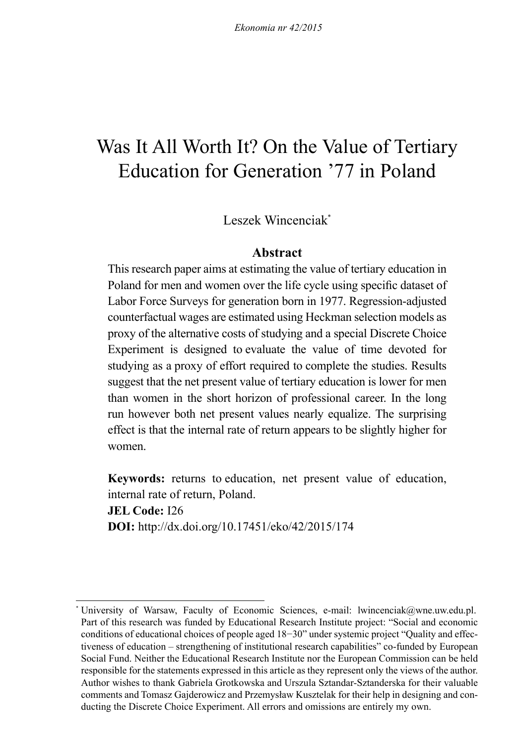# Was It All Worth It? On the Value of Tertiary Education for Generation '77 in Poland

Leszek Wincenciak[*]

## Abstract

This research paper aims at estimating the value of tertiary education in Poland for men and women over the life cycle using specific dataset of Labor Force Surveys for generation born in 1977. Regression-adjusted counterfactual wages are estimated using Heckman selection models as proxy of the alternative costs of studying and a special Discrete Choice Experiment is designed to evaluate the value of time devoted for studying as a proxy of effort required to complete the studies. Results suggest that the net present value of tertiary education is lower for men than women in the short horizon of professional career. In the long run however both net present values nearly equalize. The surprising effect is that the internal rate of return appears to be slightly higher for women.

**Keywords:** returns to education, net present value of education, internal rate of return, Poland.

**JEL Code:** I26

**DOI:** http://dx.doi.org/10.17451/eko/42/2015/174

---

[*] University of Warsaw, Faculty of Economic Sciences, e-mail: lwincenciak@wne.uw.edu.pl. Part of this research was funded by Educational Research Institute project: "Social and economic conditions of educational choices of people aged 18−30" under systemic project "Quality and effectiveness of education – strengthening of institutional research capabilities" co-funded by European Social Fund. Neither the Educational Research Institute nor the European Commission can be held responsible for the statements expressed in this article as they represent only the views of the author. Author wishes to thank Gabriela Grotkowska and Urszula Sztandar-Sztanderska for their valuable comments and Tomasz Gajderowicz and Przemysław Kusztelak for their help in designing and conducting the Discrete Choice Experiment. All errors and omissions are entirely my own.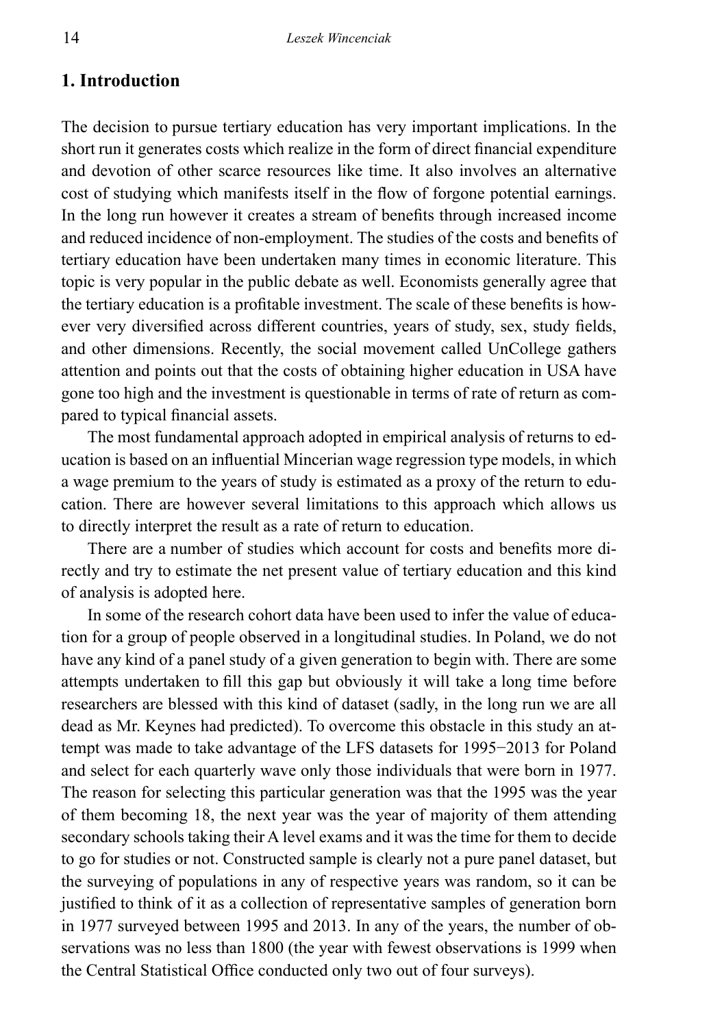## 1. Introduction

The decision to pursue tertiary education has very important implications. In the short run it generates costs which realize in the form of direct financial expenditure and devotion of other scarce resources like time. It also involves an alternative cost of studying which manifests itself in the flow of forgone potential earnings. In the long run however it creates a stream of benefits through increased income and reduced incidence of non-employment. The studies of the costs and benefits of tertiary education have been undertaken many times in economic literature. This topic is very popular in the public debate as well. Economists generally agree that the tertiary education is a profitable investment. The scale of these benefits is however very diversified across different countries, years of study, sex, study fields, and other dimensions. Recently, the social movement called UnCollege gathers attention and points out that the costs of obtaining higher education in USA have gone too high and the investment is questionable in terms of rate of return as compared to typical financial assets.

The most fundamental approach adopted in empirical analysis of returns to education is based on an influential Mincerian wage regression type models, in which a wage premium to the years of study is estimated as a proxy of the return to education. There are however several limitations to this approach which allows us to directly interpret the result as a rate of return to education.

There are a number of studies which account for costs and benefits more directly and try to estimate the net present value of tertiary education and this kind of analysis is adopted here.

In some of the research cohort data have been used to infer the value of education for a group of people observed in a longitudinal studies. In Poland, we do not have any kind of a panel study of a given generation to begin with. There are some attempts undertaken to fill this gap but obviously it will take a long time before researchers are blessed with this kind of dataset (sadly, in the long run we are all dead as Mr. Keynes had predicted). To overcome this obstacle in this study an attempt was made to take advantage of the LFS datasets for 1995−2013 for Poland and select for each quarterly wave only those individuals that were born in 1977. The reason for selecting this particular generation was that the 1995 was the year of them becoming 18, the next year was the year of majority of them attending secondary schools taking their A level exams and it was the time for them to decide to go for studies or not. Constructed sample is clearly not a pure panel dataset, but the surveying of populations in any of respective years was random, so it can be justified to think of it as a collection of representative samples of generation born in 1977 surveyed between 1995 and 2013. In any of the years, the number of observations was no less than 1800 (the year with fewest observations is 1999 when the Central Statistical Office conducted only two out of four surveys).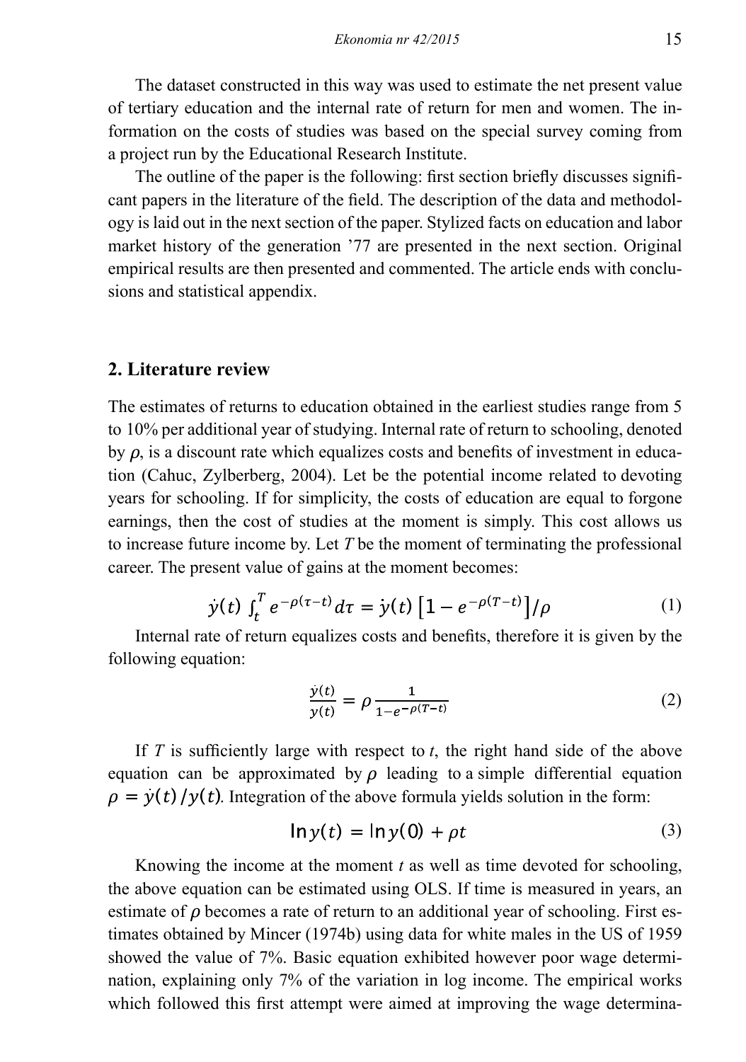The dataset constructed in this way was used to estimate the net present value of tertiary education and the internal rate of return for men and women. The information on the costs of studies was based on the special survey coming from a project run by the Educational Research Institute.

The outline of the paper is the following: first section briefly discusses significant papers in the literature of the field. The description of the data and methodology is laid out in the next section of the paper. Stylized facts on education and labor market history of the generation '77 are presented in the next section. Original empirical results are then presented and commented. The article ends with conclusions and statistical appendix.

## 2. Literature review

The estimates of returns to education obtained in the earliest studies range from 5 to 10% per additional year of studying. Internal rate of return to schooling, denoted by $\rho$, is a discount rate which equalizes costs and benefits of investment in education (Cahuc, Zylberberg, 2004). Let be the potential income related to devoting years for schooling. If for simplicity, the costs of education are equal to forgone earnings, then the cost of studies at the moment is simply. This cost allows us to increase future income by. Let $T$ be the moment of terminating the professional career. The present value of gains at the moment becomes:

$$\dot{y}(t) \int_t^T e^{-\rho(\tau-t)} d\tau = \dot{y}(t) \left[1 - e^{-\rho(T-t)}\right]/\rho \tag{1}$$

Internal rate of return equalizes costs and benefits, therefore it is given by the following equation:

$$\frac{\dot{y}(t)}{y(t)} = \rho \frac{1}{1-e^{-\rho(T-t)}} \tag{2}$$

If $T$ is sufficiently large with respect to $t$, the right hand side of the above equation can be approximated by $\rho$ leading to a simple differential equation $\rho = \dot{y}(t)/y(t)$. Integration of the above formula yields solution in the form:

$$\ln y(t) = \ln y(0) + \rho t \tag{3}$$

Knowing the income at the moment $t$ as well as time devoted for schooling, the above equation can be estimated using OLS. If time is measured in years, an estimate of $\rho$ becomes a rate of return to an additional year of schooling. First estimates obtained by Mincer (1974b) using data for white males in the US of 1959 showed the value of 7%. Basic equation exhibited however poor wage determination, explaining only 7% of the variation in log income. The empirical works which followed this first attempt were aimed at improving the wage determina-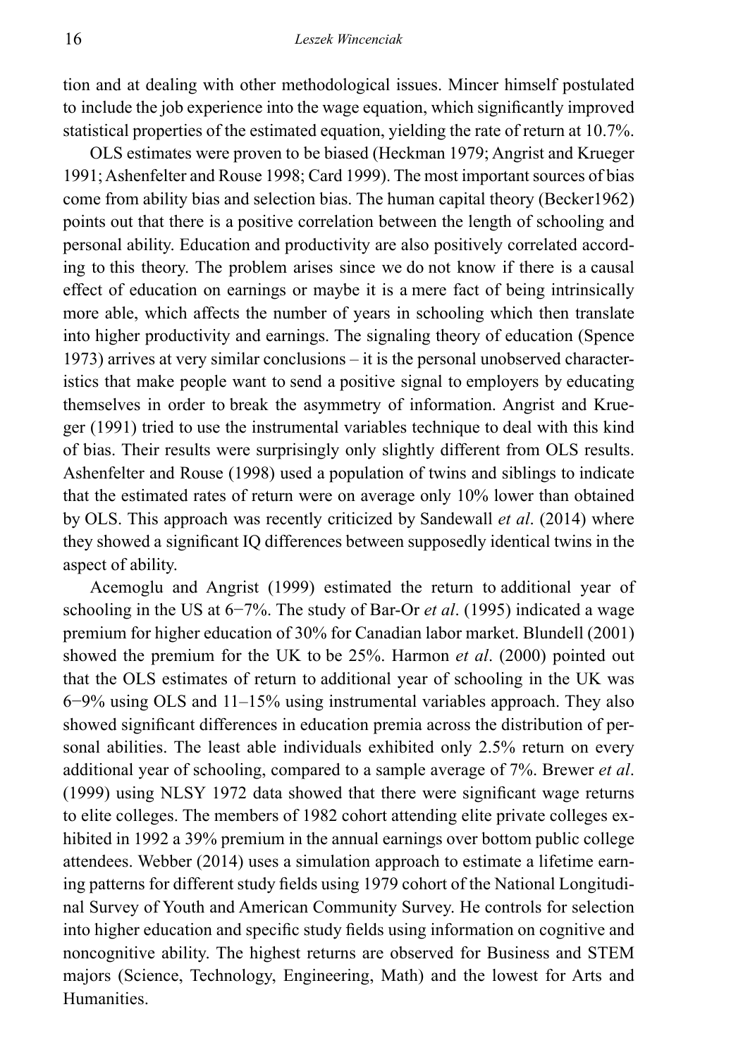tion and at dealing with other methodological issues. Mincer himself postulated to include the job experience into the wage equation, which significantly improved statistical properties of the estimated equation, yielding the rate of return at 10.7%.

OLS estimates were proven to be biased (Heckman 1979; Angrist and Krueger 1991; Ashenfelter and Rouse 1998; Card 1999). The most important sources of bias come from ability bias and selection bias. The human capital theory (Becker1962) points out that there is a positive correlation between the length of schooling and personal ability. Education and productivity are also positively correlated according to this theory. The problem arises since we do not know if there is a causal effect of education on earnings or maybe it is a mere fact of being intrinsically more able, which affects the number of years in schooling which then translate into higher productivity and earnings. The signaling theory of education (Spence 1973) arrives at very similar conclusions – it is the personal unobserved characteristics that make people want to send a positive signal to employers by educating themselves in order to break the asymmetry of information. Angrist and Krueger (1991) tried to use the instrumental variables technique to deal with this kind of bias. Their results were surprisingly only slightly different from OLS results. Ashenfelter and Rouse (1998) used a population of twins and siblings to indicate that the estimated rates of return were on average only 10% lower than obtained by OLS. This approach was recently criticized by Sandewall *et al*. (2014) where they showed a significant IQ differences between supposedly identical twins in the aspect of ability.

Acemoglu and Angrist (1999) estimated the return to additional year of schooling in the US at 6−7%. The study of Bar-Or *et al*. (1995) indicated a wage premium for higher education of 30% for Canadian labor market. Blundell (2001) showed the premium for the UK to be 25%. Harmon *et al*. (2000) pointed out that the OLS estimates of return to additional year of schooling in the UK was 6−9% using OLS and 11–15% using instrumental variables approach. They also showed significant differences in education premia across the distribution of personal abilities. The least able individuals exhibited only 2.5% return on every additional year of schooling, compared to a sample average of 7%. Brewer *et al*. (1999) using NLSY 1972 data showed that there were significant wage returns to elite colleges. The members of 1982 cohort attending elite private colleges exhibited in 1992 a 39% premium in the annual earnings over bottom public college attendees. Webber (2014) uses a simulation approach to estimate a lifetime earning patterns for different study fields using 1979 cohort of the National Longitudinal Survey of Youth and American Community Survey. He controls for selection into higher education and specific study fields using information on cognitive and noncognitive ability. The highest returns are observed for Business and STEM majors (Science, Technology, Engineering, Math) and the lowest for Arts and Humanities.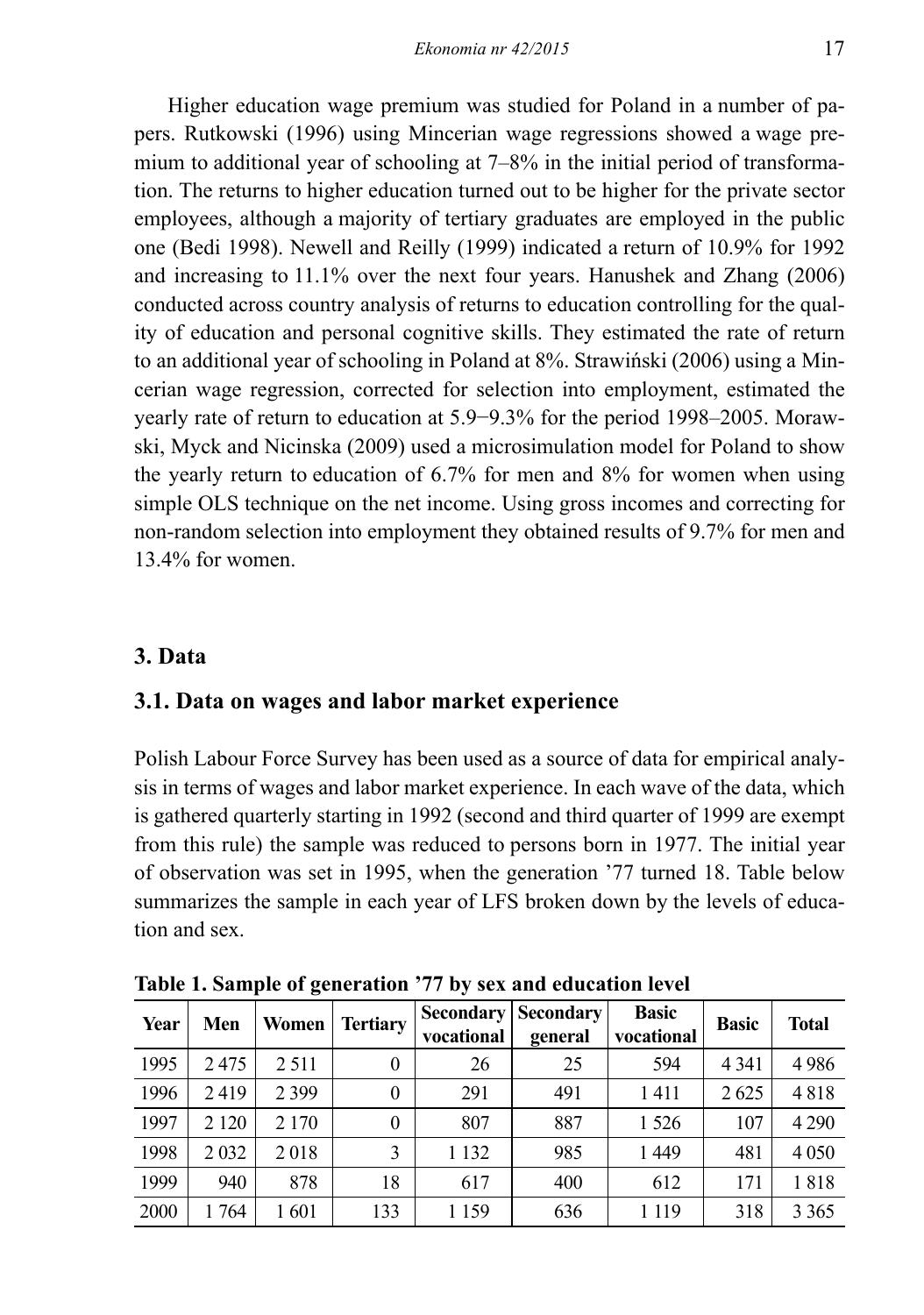Higher education wage premium was studied for Poland in a number of papers. Rutkowski (1996) using Mincerian wage regressions showed a wage premium to additional year of schooling at 7–8% in the initial period of transformation. The returns to higher education turned out to be higher for the private sector employees, although a majority of tertiary graduates are employed in the public one (Bedi 1998). Newell and Reilly (1999) indicated a return of 10.9% for 1992 and increasing to 11.1% over the next four years. Hanushek and Zhang (2006) conducted across country analysis of returns to education controlling for the quality of education and personal cognitive skills. They estimated the rate of return to an additional year of schooling in Poland at 8%. Strawiński (2006) using a Mincerian wage regression, corrected for selection into employment, estimated the yearly rate of return to education at 5.9−9.3% for the period 1998–2005. Morawski, Myck and Nicinska (2009) used a microsimulation model for Poland to show the yearly return to education of 6.7% for men and 8% for women when using simple OLS technique on the net income. Using gross incomes and correcting for non-random selection into employment they obtained results of 9.7% for men and 13.4% for women.

## 3. Data

### 3.1. Data on wages and labor market experience

Polish Labour Force Survey has been used as a source of data for empirical analysis in terms of wages and labor market experience. In each wave of the data, which is gathered quarterly starting in 1992 (second and third quarter of 1999 are exempt from this rule) the sample was reduced to persons born in 1977. The initial year of observation was set in 1995, when the generation '77 turned 18. Table below summarizes the sample in each year of LFS broken down by the levels of education and sex.

**Table 1. Sample of generation '77 by sex and education level**

| Year | Men | Women | Tertiary | Secondary vocational | Secondary general | Basic vocational | Basic | Total |
|---|---|---|---|---|---|---|---|---|
| 1995 | 2 475 | 2 511 | 0 | 26 | 25 | 594 | 4 341 | 4 986 |
| 1996 | 2 419 | 2 399 | 0 | 291 | 491 | 1 411 | 2 625 | 4 818 |
| 1997 | 2 120 | 2 170 | 0 | 807 | 887 | 1 526 | 107 | 4 290 |
| 1998 | 2 032 | 2 018 | 3 | 1 132 | 985 | 1 449 | 481 | 4 050 |
| 1999 | 940 | 878 | 18 | 617 | 400 | 612 | 171 | 1 818 |
| 2000 | 1 764 | 1 601 | 133 | 1 159 | 636 | 1 119 | 318 | 3 365 |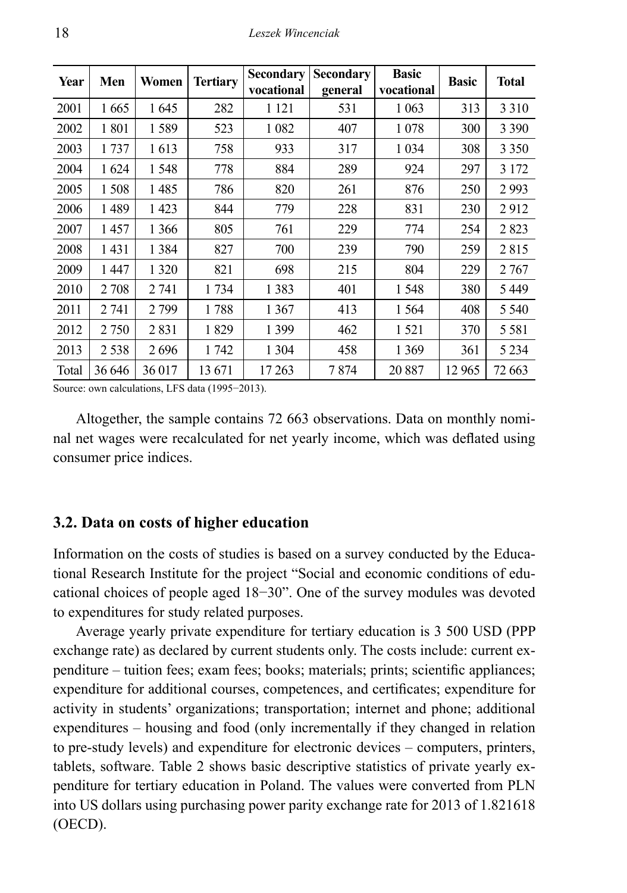| Year | Men | Women | Tertiary | Secondary vocational | Secondary general | Basic vocational | Basic | Total |
|---|---|---|---|---|---|---|---|---|
| 2001 | 1 665 | 1 645 | 282 | 1 121 | 531 | 1 063 | 313 | 3 310 |
| 2002 | 1 801 | 1 589 | 523 | 1 082 | 407 | 1 078 | 300 | 3 390 |
| 2003 | 1 737 | 1 613 | 758 | 933 | 317 | 1 034 | 308 | 3 350 |
| 2004 | 1 624 | 1 548 | 778 | 884 | 289 | 924 | 297 | 3 172 |
| 2005 | 1 508 | 1 485 | 786 | 820 | 261 | 876 | 250 | 2 993 |
| 2006 | 1 489 | 1 423 | 844 | 779 | 228 | 831 | 230 | 2 912 |
| 2007 | 1 457 | 1 366 | 805 | 761 | 229 | 774 | 254 | 2 823 |
| 2008 | 1 431 | 1 384 | 827 | 700 | 239 | 790 | 259 | 2 815 |
| 2009 | 1 447 | 1 320 | 821 | 698 | 215 | 804 | 229 | 2 767 |
| 2010 | 2 708 | 2 741 | 1 734 | 1 383 | 401 | 1 548 | 380 | 5 449 |
| 2011 | 2 741 | 2 799 | 1 788 | 1 367 | 413 | 1 564 | 408 | 5 540 |
| 2012 | 2 750 | 2 831 | 1 829 | 1 399 | 462 | 1 521 | 370 | 5 581 |
| 2013 | 2 538 | 2 696 | 1 742 | 1 304 | 458 | 1 369 | 361 | 5 234 |
| Total | 36 646 | 36 017 | 13 671 | 17 263 | 7 874 | 20 887 | 12 965 | 72 663 |

Source: own calculations, LFS data (1995−2013).

Altogether, the sample contains 72 663 observations. Data on monthly nominal net wages were recalculated for net yearly income, which was deflated using consumer price indices.

### 3.2. Data on costs of higher education

Information on the costs of studies is based on a survey conducted by the Educational Research Institute for the project "Social and economic conditions of educational choices of people aged 18−30". One of the survey modules was devoted to expenditures for study related purposes.

Average yearly private expenditure for tertiary education is 3 500 USD (PPP exchange rate) as declared by current students only. The costs include: current expenditure – tuition fees; exam fees; books; materials; prints; scientific appliances; expenditure for additional courses, competences, and certificates; expenditure for activity in students' organizations; transportation; internet and phone; additional expenditures – housing and food (only incrementally if they changed in relation to pre-study levels) and expenditure for electronic devices – computers, printers, tablets, software. Table 2 shows basic descriptive statistics of private yearly expenditure for tertiary education in Poland. The values were converted from PLN into US dollars using purchasing power parity exchange rate for 2013 of 1.821618 (OECD).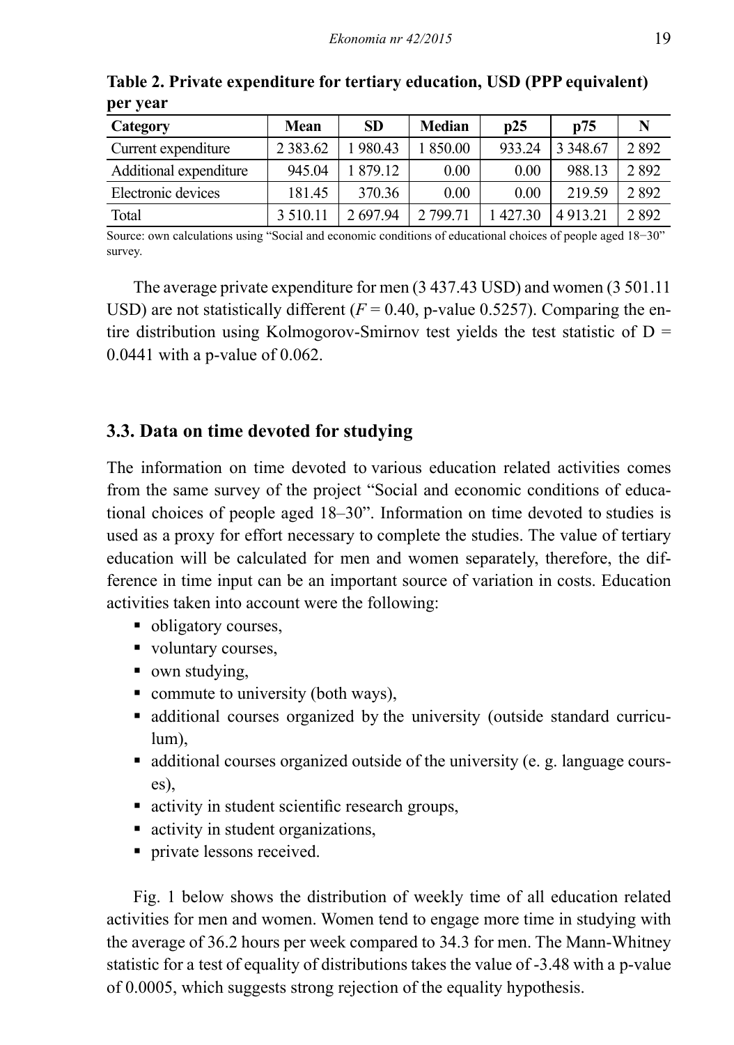**Table 2. Private expenditure for tertiary education, USD (PPP equivalent) per year**

| Category | Mean | SD | Median | p25 | p75 | N |
|---|---|---|---|---|---|---|
| Current expenditure | 2 383.62 | 1 980.43 | 1 850.00 | 933.24 | 3 348.67 | 2 892 |
| Additional expenditure | 945.04 | 1 879.12 | 0.00 | 0.00 | 988.13 | 2 892 |
| Electronic devices | 181.45 | 370.36 | 0.00 | 0.00 | 219.59 | 2 892 |
| Total | 3 510.11 | 2 697.94 | 2 799.71 | 1 427.30 | 4 913.21 | 2 892 |

Source: own calculations using "Social and economic conditions of educational choices of people aged 18−30" survey.

The average private expenditure for men (3 437.43 USD) and women (3 501.11 USD) are not statistically different ($F = 0.40$, p-value 0.5257). Comparing the entire distribution using Kolmogorov-Smirnov test yields the test statistic of $D = 0.0441$ with a p-value of 0.062.

### 3.3. Data on time devoted for studying

The information on time devoted to various education related activities comes from the same survey of the project "Social and economic conditions of educational choices of people aged 18–30". Information on time devoted to studies is used as a proxy for effort necessary to complete the studies. The value of tertiary education will be calculated for men and women separately, therefore, the difference in time input can be an important source of variation in costs. Education activities taken into account were the following:

- obligatory courses,
- voluntary courses,
- own studying,
- commute to university (both ways),
- additional courses organized by the university (outside standard curriculum),
- additional courses organized outside of the university (e. g. language courses),
- activity in student scientific research groups,
- activity in student organizations,
- private lessons received.

Fig. 1 below shows the distribution of weekly time of all education related activities for men and women. Women tend to engage more time in studying with the average of 36.2 hours per week compared to 34.3 for men. The Mann-Whitney statistic for a test of equality of distributions takes the value of -3.48 with a p-value of 0.0005, which suggests strong rejection of the equality hypothesis.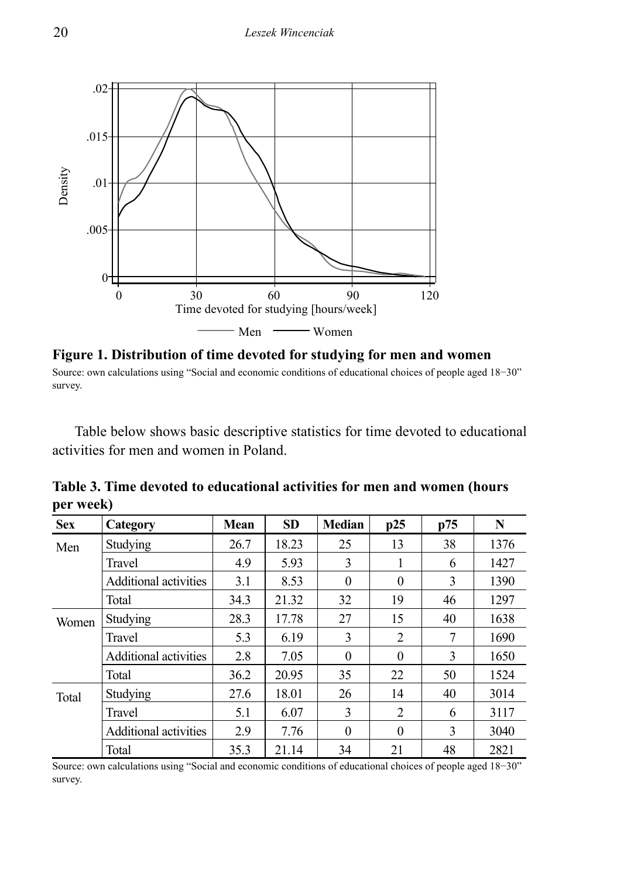**Figure 1. Distribution of time devoted for studying for men and women**

Source: own calculations using "Social and economic conditions of educational choices of people aged 18−30" survey.

Table below shows basic descriptive statistics for time devoted to educational activities for men and women in Poland.

**Table 3. Time devoted to educational activities for men and women (hours per week)**

| Sex | Category | Mean | SD | Median | p25 | p75 | N |
|---|---|---|---|---|---|---|---|
| Men | Studying | 26.7 | 18.23 | 25 | 13 | 38 | 1376 |
| | Travel | 4.9 | 5.93 | 3 | 1 | 6 | 1427 |
| | Additional activities | 3.1 | 8.53 | 0 | 0 | 3 | 1390 |
| | Total | 34.3 | 21.32 | 32 | 19 | 46 | 1297 |
| Women | Studying | 28.3 | 17.78 | 27 | 15 | 40 | 1638 |
| | Travel | 5.3 | 6.19 | 3 | 2 | 7 | 1690 |
| | Additional activities | 2.8 | 7.05 | 0 | 0 | 3 | 1650 |
| | Total | 36.2 | 20.95 | 35 | 22 | 50 | 1524 |
| Total | Studying | 27.6 | 18.01 | 26 | 14 | 40 | 3014 |
| | Travel | 5.1 | 6.07 | 3 | 2 | 6 | 3117 |
| | Additional activities | 2.9 | 7.76 | 0 | 0 | 3 | 3040 |
| | Total | 35.3 | 21.14 | 34 | 21 | 48 | 2821 |

Source: own calculations using "Social and economic conditions of educational choices of people aged 18−30" survey.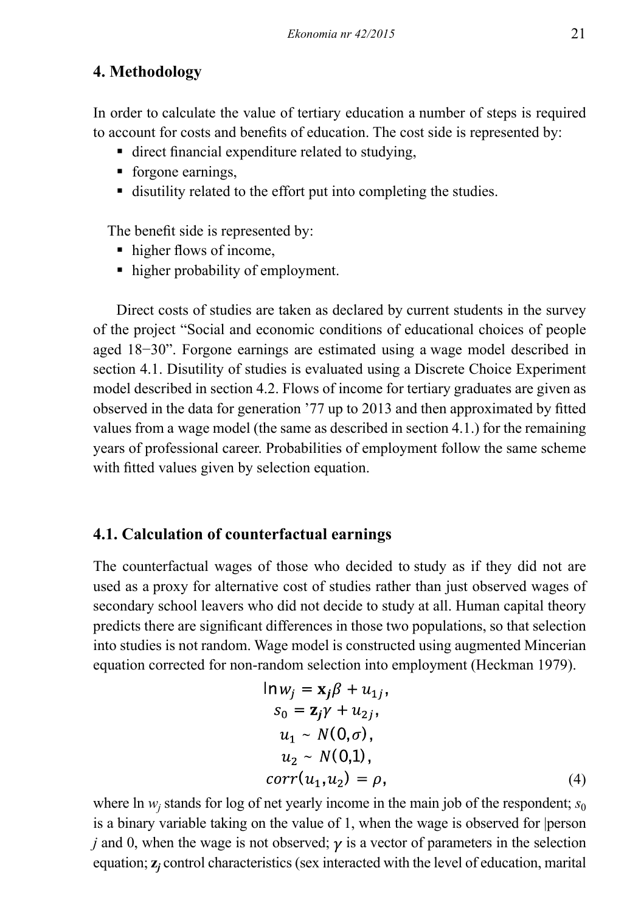## 4. Methodology

In order to calculate the value of tertiary education a number of steps is required to account for costs and benefits of education. The cost side is represented by:

- direct financial expenditure related to studying,
- forgone earnings,
- disutility related to the effort put into completing the studies.

The benefit side is represented by:

- higher flows of income,
- higher probability of employment.

Direct costs of studies are taken as declared by current students in the survey of the project "Social and economic conditions of educational choices of people aged 18−30". Forgone earnings are estimated using a wage model described in section 4.1. Disutility of studies is evaluated using a Discrete Choice Experiment model described in section 4.2. Flows of income for tertiary graduates are given as observed in the data for generation '77 up to 2013 and then approximated by fitted values from a wage model (the same as described in section 4.1.) for the remaining years of professional career. Probabilities of employment follow the same scheme with fitted values given by selection equation.

### 4.1. Calculation of counterfactual earnings

The counterfactual wages of those who decided to study as if they did not are used as a proxy for alternative cost of studies rather than just observed wages of secondary school leavers who did not decide to study at all. Human capital theory predicts there are significant differences in those two populations, so that selection into studies is not random. Wage model is constructed using augmented Mincerian equation corrected for non-random selection into employment (Heckman 1979).

$$\begin{aligned}
\ln w_j &= \mathbf{x}_j \beta + u_{1j}, \\
s_0 &= \mathbf{z}_j \gamma + u_{2j}, \\
u_1 &\sim N(0,\sigma), \\
u_2 &\sim N(0,1), \\
corr(u_1,u_2) &= \rho,
\end{aligned} \tag{4}$$

where $\ln w_j$ stands for log of net yearly income in the main job of the respondent; $s_0$ is a binary variable taking on the value of 1, when the wage is observed for |person $j$ and 0, when the wage is not observed; $\gamma$ is a vector of parameters in the selection equation; $\mathbf{z}_j$ control characteristics (sex interacted with the level of education, marital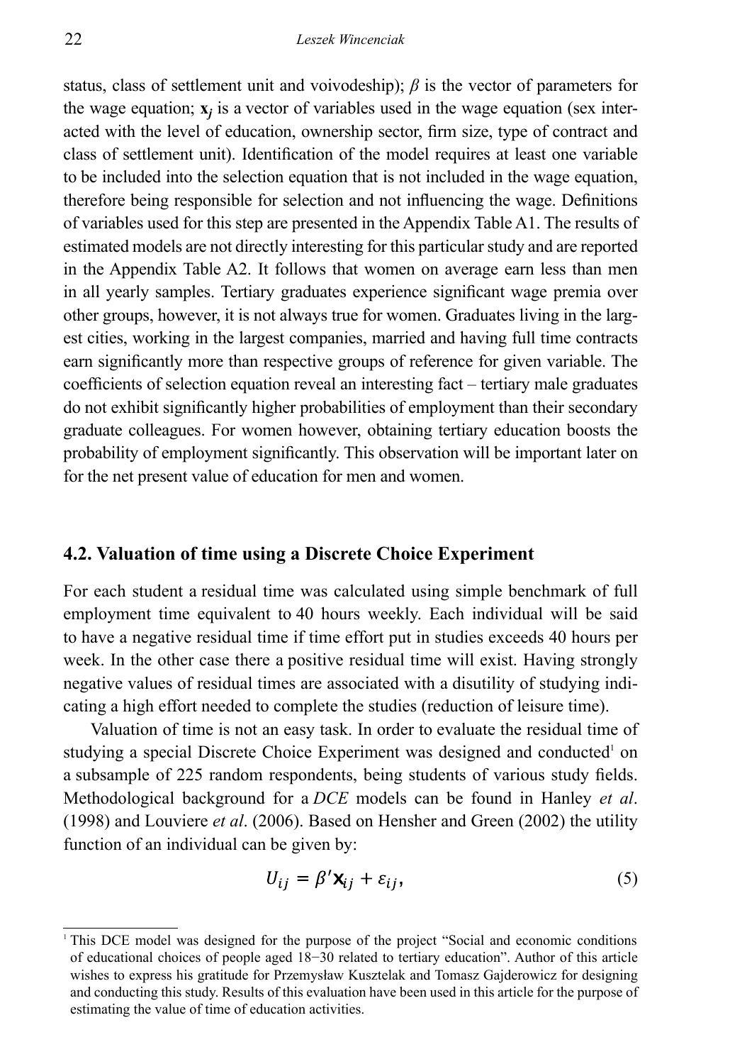status, class of settlement unit and voivodeship); $\beta$ is the vector of parameters for the wage equation; $\mathbf{x}_j$ is a vector of variables used in the wage equation (sex interacted with the level of education, ownership sector, firm size, type of contract and class of settlement unit). Identification of the model requires at least one variable to be included into the selection equation that is not included in the wage equation, therefore being responsible for selection and not influencing the wage. Definitions of variables used for this step are presented in the Appendix Table A1. The results of estimated models are not directly interesting for this particular study and are reported in the Appendix Table A2. It follows that women on average earn less than men in all yearly samples. Tertiary graduates experience significant wage premia over other groups, however, it is not always true for women. Graduates living in the largest cities, working in the largest companies, married and having full time contracts earn significantly more than respective groups of reference for given variable. The coefficients of selection equation reveal an interesting fact – tertiary male graduates do not exhibit significantly higher probabilities of employment than their secondary graduate colleagues. For women however, obtaining tertiary education boosts the probability of employment significantly. This observation will be important later on for the net present value of education for men and women.

## 4.2. Valuation of time using a Discrete Choice Experiment

For each student a residual time was calculated using simple benchmark of full employment time equivalent to 40 hours weekly. Each individual will be said to have a negative residual time if time effort put in studies exceeds 40 hours per week. In the other case there a positive residual time will exist. Having strongly negative values of residual times are associated with a disutility of studying indicating a high effort needed to complete the studies (reduction of leisure time).

Valuation of time is not an easy task. In order to evaluate the residual time of studying a special Discrete Choice Experiment was designed and conducted[1] on a subsample of 225 random respondents, being students of various study fields. Methodological background for a *DCE* models can be found in Hanley *et al*. (1998) and Louviere *et al*. (2006). Based on Hensher and Green (2002) the utility function of an individual can be given by:

$$U_{ij} = \beta' \mathbf{x}_{ij} + \varepsilon_{ij}, \tag{5}$$

[1] This DCE model was designed for the purpose of the project "Social and economic conditions of educational choices of people aged 18−30 related to tertiary education". Author of this article wishes to express his gratitude for Przemysław Kusztelak and Tomasz Gajderowicz for designing and conducting this study. Results of this evaluation have been used in this article for the purpose of estimating the value of time of education activities.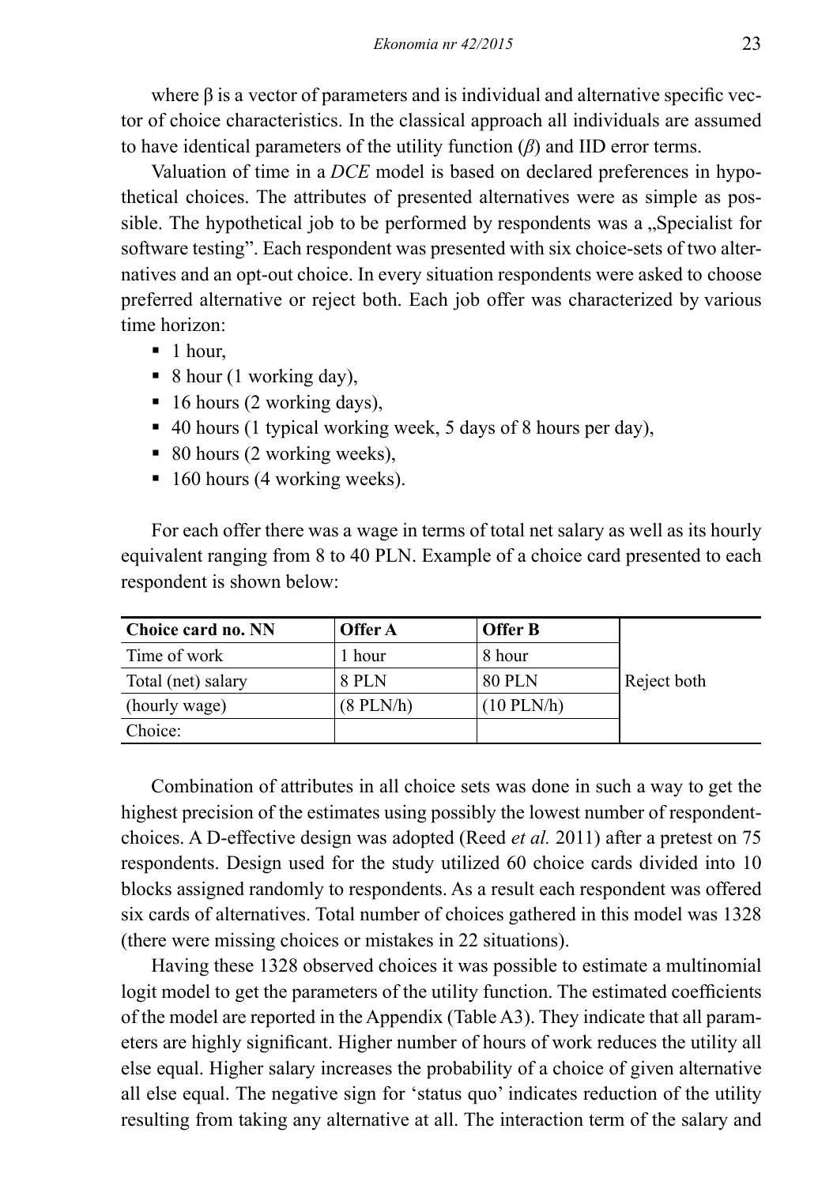where β is a vector of parameters and is individual and alternative specific vector of choice characteristics. In the classical approach all individuals are assumed to have identical parameters of the utility function (*β*) and IID error terms.

Valuation of time in a *DCE* model is based on declared preferences in hypothetical choices. The attributes of presented alternatives were as simple as possible. The hypothetical job to be performed by respondents was a „Specialist for software testing". Each respondent was presented with six choice-sets of two alternatives and an opt-out choice. In every situation respondents were asked to choose preferred alternative or reject both. Each job offer was characterized by various time horizon:

- 1 hour,
- 8 hour (1 working day),
- 16 hours (2 working days),
- 40 hours (1 typical working week, 5 days of 8 hours per day),
- 80 hours (2 working weeks),
- 160 hours (4 working weeks).

For each offer there was a wage in terms of total net salary as well as its hourly equivalent ranging from 8 to 40 PLN. Example of a choice card presented to each respondent is shown below:

| Choice card no. NN | Offer A | Offer B | |
|---|---|---|---|
| Time of work | 1 hour | 8 hour | |
| Total (net) salary | 8 PLN | 80 PLN | Reject both |
| (hourly wage) | (8 PLN/h) | (10 PLN/h) | |
| Choice: | | | |

Combination of attributes in all choice sets was done in such a way to get the highest precision of the estimates using possibly the lowest number of respondent-choices. A D-effective design was adopted (Reed *et al.* 2011) after a pretest on 75 respondents. Design used for the study utilized 60 choice cards divided into 10 blocks assigned randomly to respondents. As a result each respondent was offered six cards of alternatives. Total number of choices gathered in this model was 1328 (there were missing choices or mistakes in 22 situations).

Having these 1328 observed choices it was possible to estimate a multinomial logit model to get the parameters of the utility function. The estimated coefficients of the model are reported in the Appendix (Table A3). They indicate that all parameters are highly significant. Higher number of hours of work reduces the utility all else equal. Higher salary increases the probability of a choice of given alternative all else equal. The negative sign for 'status quo' indicates reduction of the utility resulting from taking any alternative at all. The interaction term of the salary and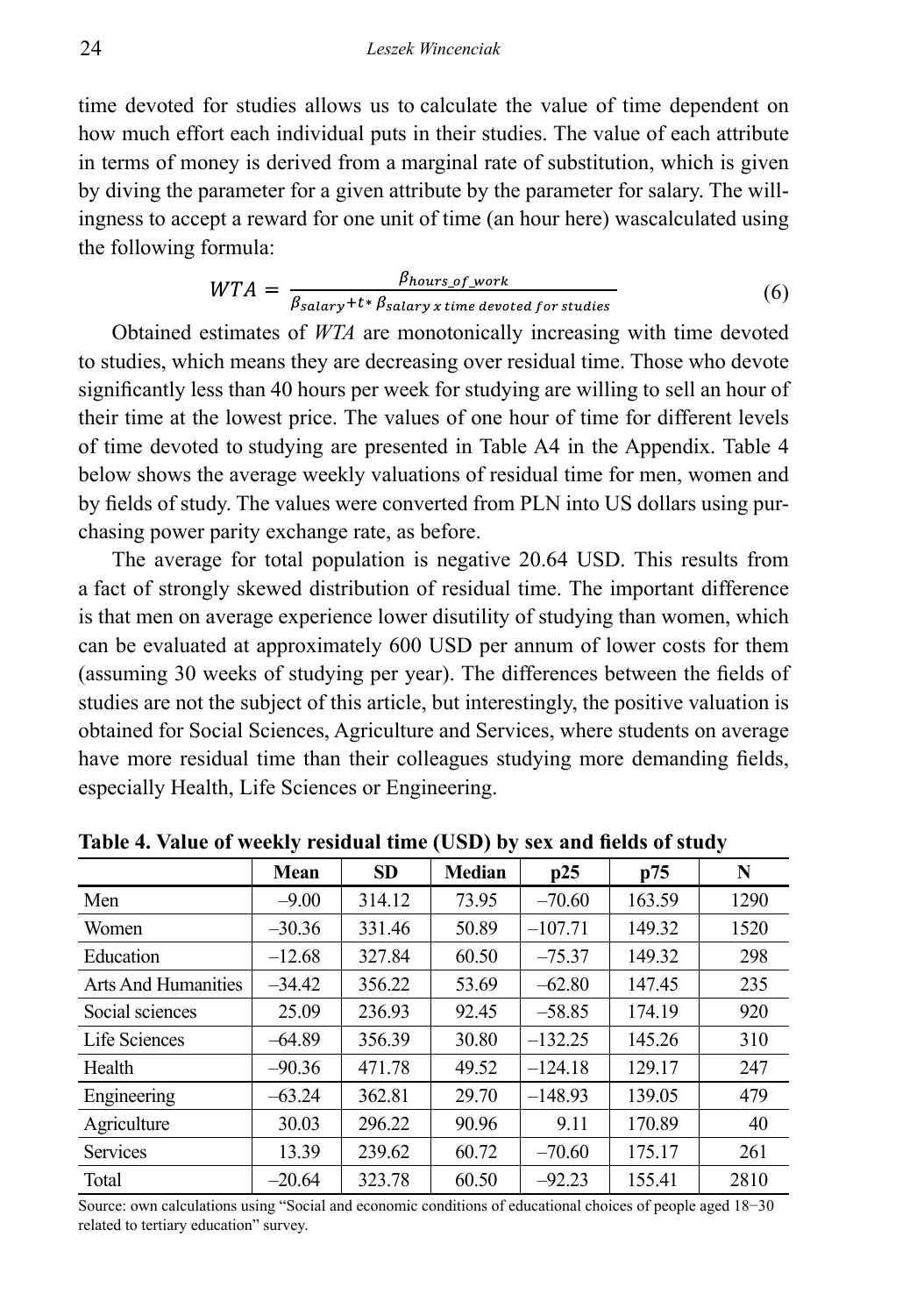time devoted for studies allows us to calculate the value of time dependent on how much effort each individual puts in their studies. The value of each attribute in terms of money is derived from a marginal rate of substitution, which is given by diving the parameter for a given attribute by the parameter for salary. The willingness to accept a reward for one unit of time (an hour here) wascalculated using the following formula:

$$WTA = \frac{\beta_{hours\_of\_work}}{\beta_{salary} + t * \beta_{salary\ x\ time\ devoted\ for\ studies}} \tag{6}$$

Obtained estimates of *WTA* are monotonically increasing with time devoted to studies, which means they are decreasing over residual time. Those who devote significantly less than 40 hours per week for studying are willing to sell an hour of their time at the lowest price. The values of one hour of time for different levels of time devoted to studying are presented in Table A4 in the Appendix. Table 4 below shows the average weekly valuations of residual time for men, women and by fields of study. The values were converted from PLN into US dollars using purchasing power parity exchange rate, as before.

The average for total population is negative 20.64 USD. This results from a fact of strongly skewed distribution of residual time. The important difference is that men on average experience lower disutility of studying than women, which can be evaluated at approximately 600 USD per annum of lower costs for them (assuming 30 weeks of studying per year). The differences between the fields of studies are not the subject of this article, but interestingly, the positive valuation is obtained for Social Sciences, Agriculture and Services, where students on average have more residual time than their colleagues studying more demanding fields, especially Health, Life Sciences or Engineering.

**Table 4. Value of weekly residual time (USD) by sex and fields of study**

| | Mean | SD | Median | p25 | p75 | N |
|---|---|---|---|---|---|---|
| Men | –9.00 | 314.12 | 73.95 | –70.60 | 163.59 | 1290 |
| Women | –30.36 | 331.46 | 50.89 | –107.71 | 149.32 | 1520 |
| Education | –12.68 | 327.84 | 60.50 | –75.37 | 149.32 | 298 |
| Arts And Humanities | –34.42 | 356.22 | 53.69 | –62.80 | 147.45 | 235 |
| Social sciences | 25.09 | 236.93 | 92.45 | –58.85 | 174.19 | 920 |
| Life Sciences | –64.89 | 356.39 | 30.80 | –132.25 | 145.26 | 310 |
| Health | –90.36 | 471.78 | 49.52 | –124.18 | 129.17 | 247 |
| Engineering | –63.24 | 362.81 | 29.70 | –148.93 | 139.05 | 479 |
| Agriculture | 30.03 | 296.22 | 90.96 | 9.11 | 170.89 | 40 |
| Services | 13.39 | 239.62 | 60.72 | –70.60 | 175.17 | 261 |
| Total | –20.64 | 323.78 | 60.50 | –92.23 | 155.41 | 2810 |

Source: own calculations using "Social and economic conditions of educational choices of people aged 18−30 related to tertiary education" survey.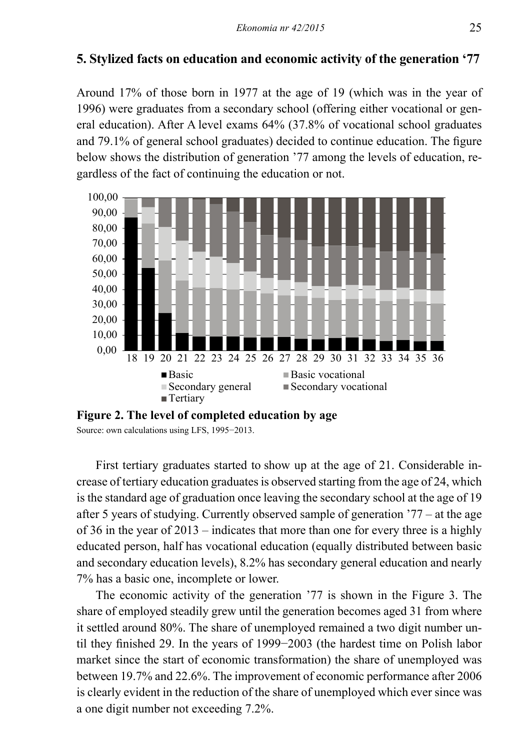## 5. Stylized facts on education and economic activity of the generation '77

Around 17% of those born in 1977 at the age of 19 (which was in the year of 1996) were graduates from a secondary school (offering either vocational or general education). After A level exams 64% (37.8% of vocational school graduates and 79.1% of general school graduates) decided to continue education. The figure below shows the distribution of generation '77 among the levels of education, regardless of the fact of continuing the education or not.

**Figure 2. The level of completed education by age**

Source: own calculations using LFS, 1995−2013.

First tertiary graduates started to show up at the age of 21. Considerable increase of tertiary education graduates is observed starting from the age of 24, which is the standard age of graduation once leaving the secondary school at the age of 19 after 5 years of studying. Currently observed sample of generation '77 – at the age of 36 in the year of 2013 – indicates that more than one for every three is a highly educated person, half has vocational education (equally distributed between basic and secondary education levels), 8.2% has secondary general education and nearly 7% has a basic one, incomplete or lower.

The economic activity of the generation '77 is shown in the Figure 3. The share of employed steadily grew until the generation becomes aged 31 from where it settled around 80%. The share of unemployed remained a two digit number until they finished 29. In the years of 1999−2003 (the hardest time on Polish labor market since the start of economic transformation) the share of unemployed was between 19.7% and 22.6%. The improvement of economic performance after 2006 is clearly evident in the reduction of the share of unemployed which ever since was a one digit number not exceeding 7.2%.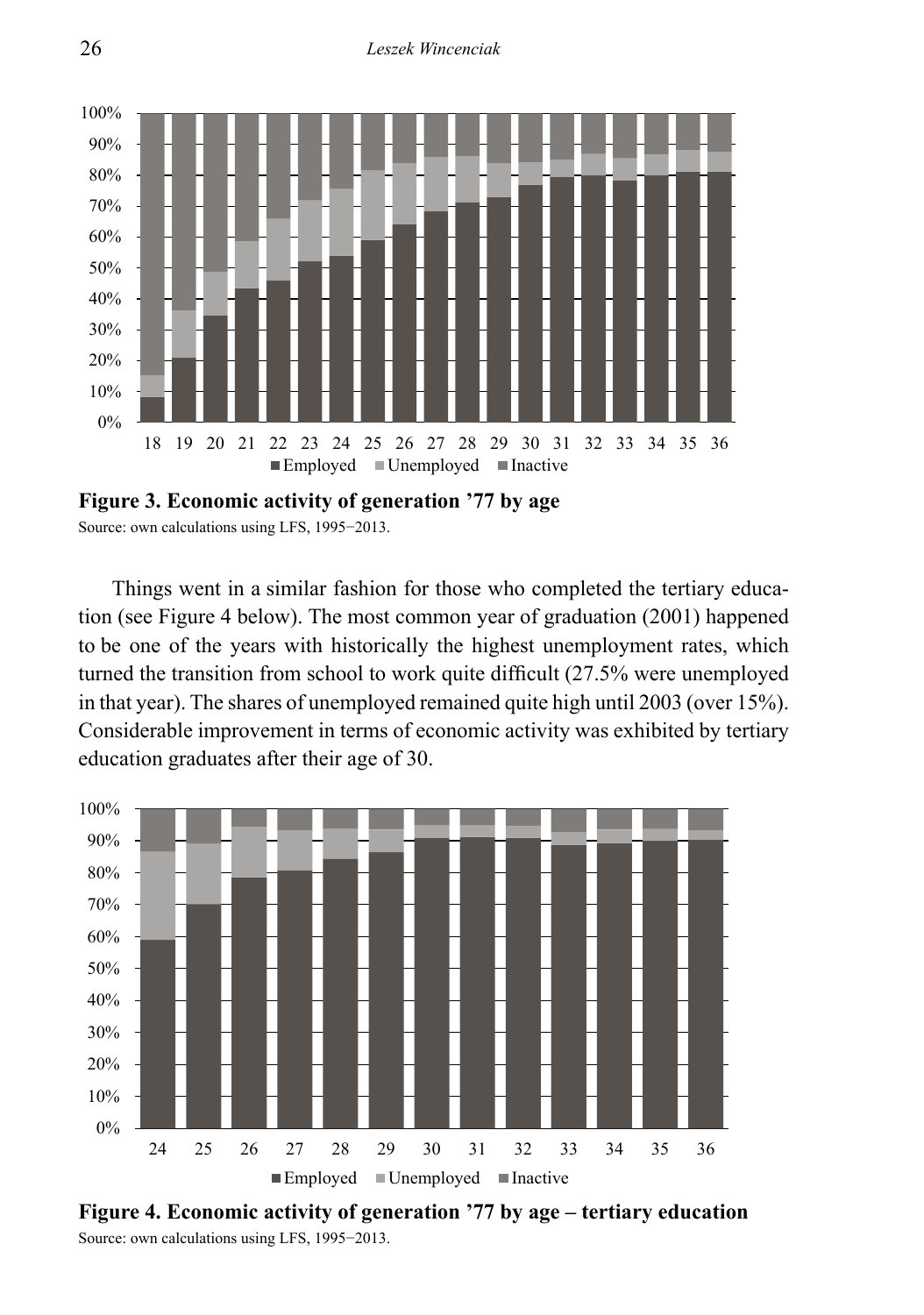**Figure 3. Economic activity of generation '77 by age**

Source: own calculations using LFS, 1995−2013.

Things went in a similar fashion for those who completed the tertiary education (see Figure 4 below). The most common year of graduation (2001) happened to be one of the years with historically the highest unemployment rates, which turned the transition from school to work quite difficult (27.5% were unemployed in that year). The shares of unemployed remained quite high until 2003 (over 15%). Considerable improvement in terms of economic activity was exhibited by tertiary education graduates after their age of 30.

**Figure 4. Economic activity of generation '77 by age – tertiary education**

Source: own calculations using LFS, 1995−2013.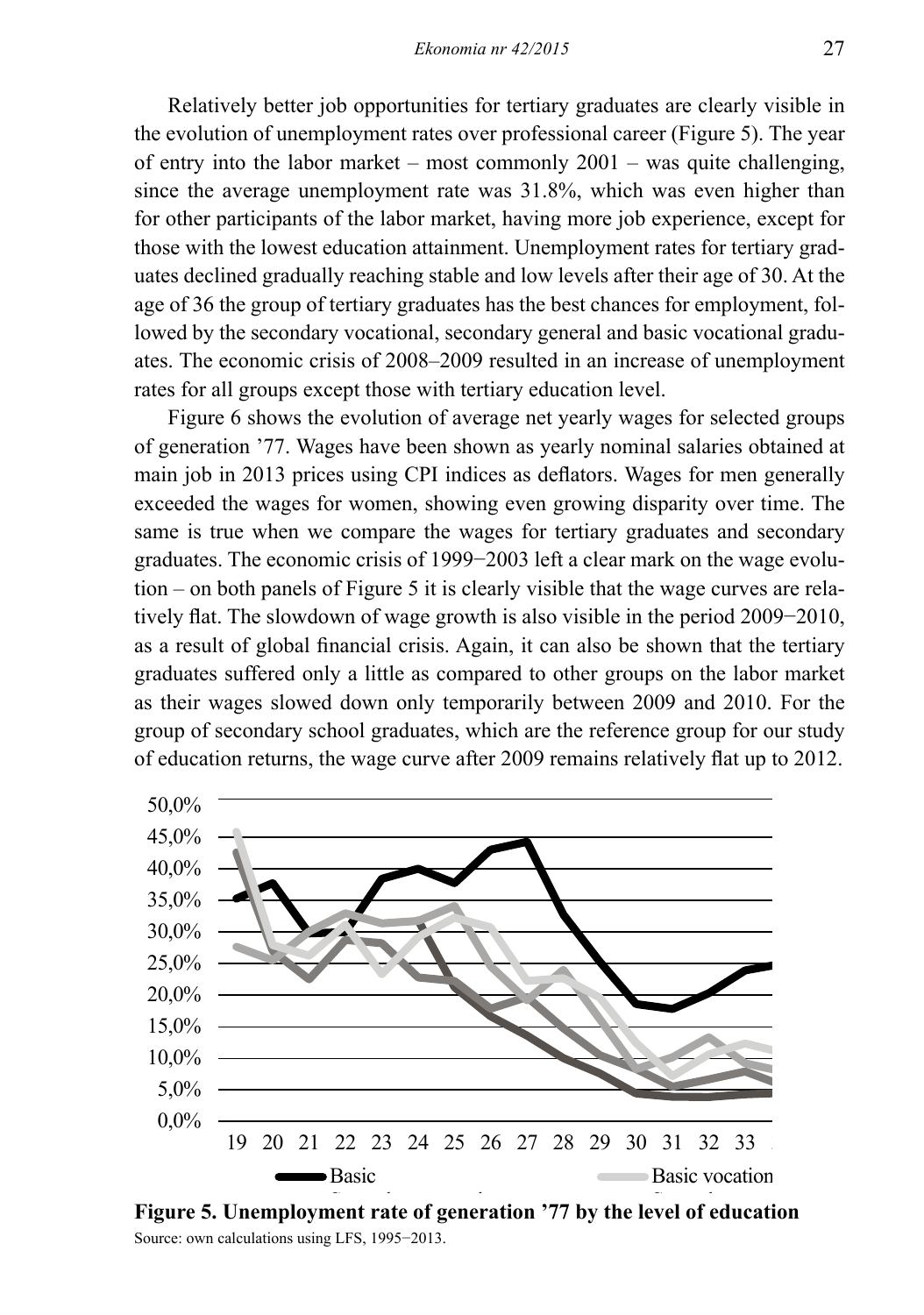Relatively better job opportunities for tertiary graduates are clearly visible in the evolution of unemployment rates over professional career (Figure 5). The year of entry into the labor market – most commonly 2001 – was quite challenging, since the average unemployment rate was 31.8%, which was even higher than for other participants of the labor market, having more job experience, except for those with the lowest education attainment. Unemployment rates for tertiary graduates declined gradually reaching stable and low levels after their age of 30. At the age of 36 the group of tertiary graduates has the best chances for employment, followed by the secondary vocational, secondary general and basic vocational graduates. The economic crisis of 2008–2009 resulted in an increase of unemployment rates for all groups except those with tertiary education level.

Figure 6 shows the evolution of average net yearly wages for selected groups of generation '77. Wages have been shown as yearly nominal salaries obtained at main job in 2013 prices using CPI indices as deflators. Wages for men generally exceeded the wages for women, showing even growing disparity over time. The same is true when we compare the wages for tertiary graduates and secondary graduates. The economic crisis of 1999−2003 left a clear mark on the wage evolution – on both panels of Figure 5 it is clearly visible that the wage curves are relatively flat. The slowdown of wage growth is also visible in the period 2009−2010, as a result of global financial crisis. Again, it can also be shown that the tertiary graduates suffered only a little as compared to other groups on the labor market as their wages slowed down only temporarily between 2009 and 2010. For the group of secondary school graduates, which are the reference group for our study of education returns, the wage curve after 2009 remains relatively flat up to 2012.

**Figure 5. Unemployment rate of generation '77 by the level of education**

Source: own calculations using LFS, 1995−2013.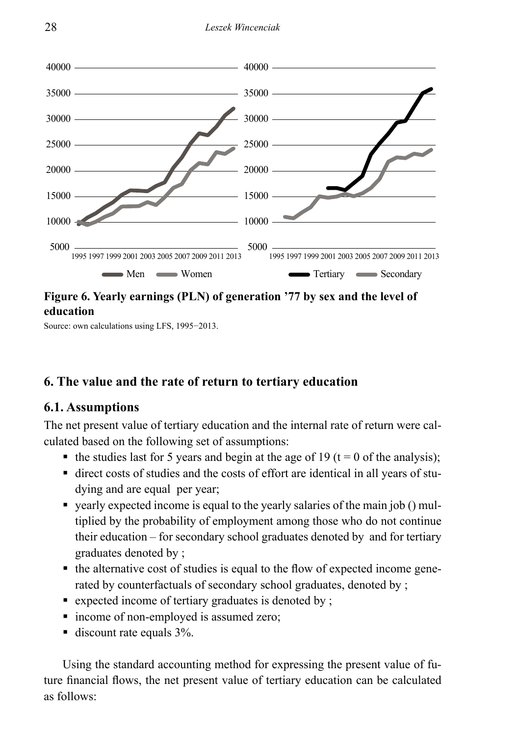**Figure 6. Yearly earnings (PLN) of generation ’77 by sex and the level of education**

Source: own calculations using LFS, 1995−2013.

## 6. The value and the rate of return to tertiary education

### 6.1. Assumptions

The net present value of tertiary education and the internal rate of return were calculated based on the following set of assumptions:

- the studies last for 5 years and begin at the age of 19 (t = 0 of the analysis);
- direct costs of studies and the costs of effort are identical in all years of studying and are equal  per year;
- yearly expected income is equal to the yearly salaries of the main job () multiplied by the probability of employment among those who do not continue their education – for secondary school graduates denoted by  and for tertiary graduates denoted by ;
- the alternative cost of studies is equal to the flow of expected income generated by counterfactuals of secondary school graduates, denoted by ;
- expected income of tertiary graduates is denoted by ;
- income of non-employed is assumed zero;
- discount rate equals 3%.

Using the standard accounting method for expressing the present value of future financial flows, the net present value of tertiary education can be calculated as follows: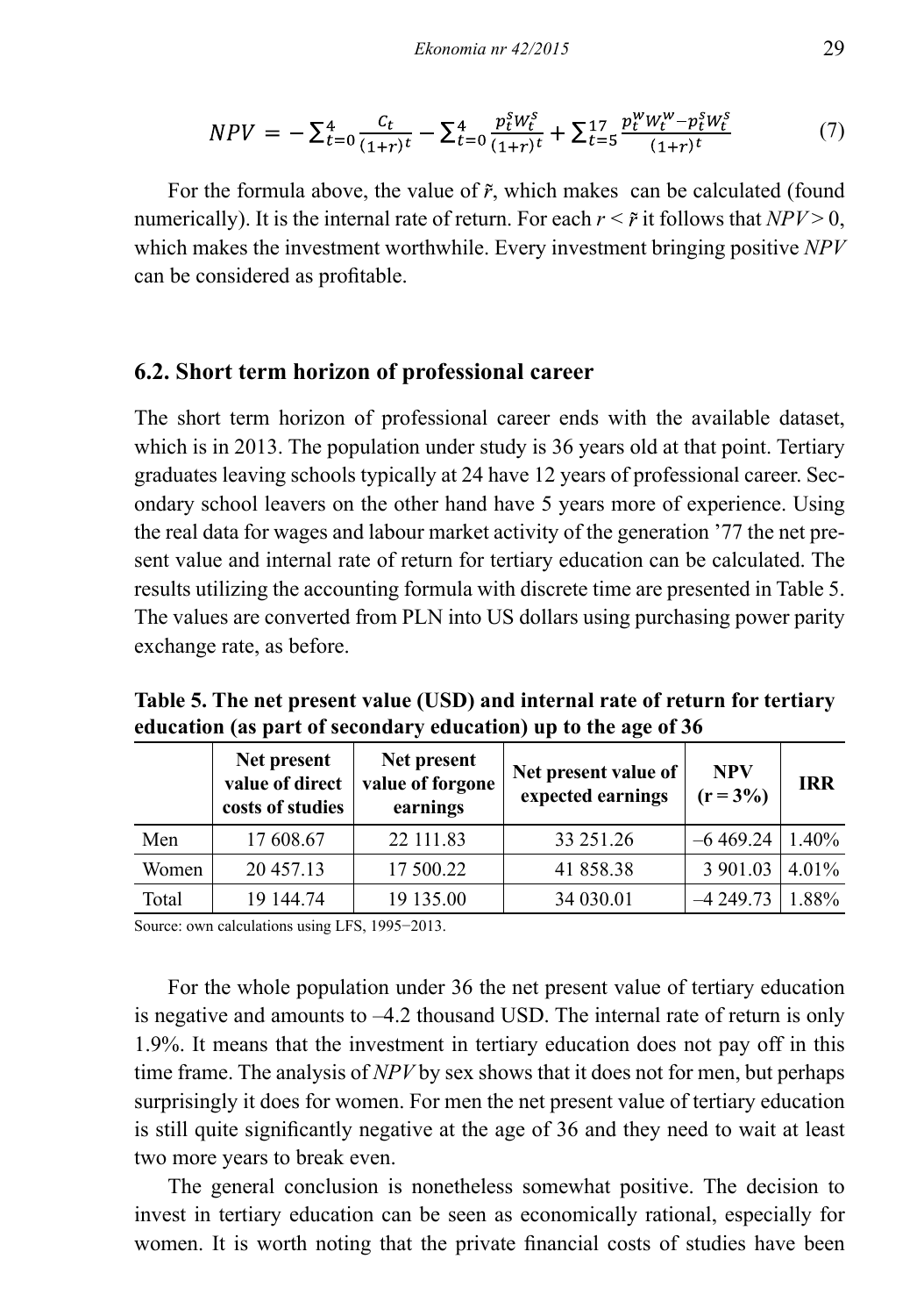$$NPV = -\sum_{t=0}^{4} \frac{c_t}{(1+r)^t} - \sum_{t=0}^{4} \frac{p_t^s W_t^s}{(1+r)^t} + \sum_{t=5}^{17} \frac{p_t^w W_t^w - p_t^s W_t^s}{(1+r)^t} \qquad (7)$$

For the formula above, the value of $\tilde{r}$, which makes  can be calculated (found numerically). It is the internal rate of return. For each $r < \tilde{r}$ it follows that $NPV > 0$, which makes the investment worthwhile. Every investment bringing positive *NPV* can be considered as profitable.

## 6.2. Short term horizon of professional career

The short term horizon of professional career ends with the available dataset, which is in 2013. The population under study is 36 years old at that point. Tertiary graduates leaving schools typically at 24 have 12 years of professional career. Secondary school leavers on the other hand have 5 years more of experience. Using the real data for wages and labour market activity of the generation '77 the net present value and internal rate of return for tertiary education can be calculated. The results utilizing the accounting formula with discrete time are presented in Table 5. The values are converted from PLN into US dollars using purchasing power parity exchange rate, as before.

**Table 5. The net present value (USD) and internal rate of return for tertiary education (as part of secondary education) up to the age of 36**

| | Net present value of direct costs of studies | Net present value of forgone earnings | Net present value of expected earnings | NPV (r = 3%) | IRR |
|---|---|---|---|---|---|
| Men | 17 608.67 | 22 111.83 | 33 251.26 | –6 469.24 | 1.40% |
| Women | 20 457.13 | 17 500.22 | 41 858.38 | 3 901.03 | 4.01% |
| Total | 19 144.74 | 19 135.00 | 34 030.01 | –4 249.73 | 1.88% |

Source: own calculations using LFS, 1995−2013.

For the whole population under 36 the net present value of tertiary education is negative and amounts to –4.2 thousand USD. The internal rate of return is only 1.9%. It means that the investment in tertiary education does not pay off in this time frame. The analysis of *NPV* by sex shows that it does not for men, but perhaps surprisingly it does for women. For men the net present value of tertiary education is still quite significantly negative at the age of 36 and they need to wait at least two more years to break even.

The general conclusion is nonetheless somewhat positive. The decision to invest in tertiary education can be seen as economically rational, especially for women. It is worth noting that the private financial costs of studies have been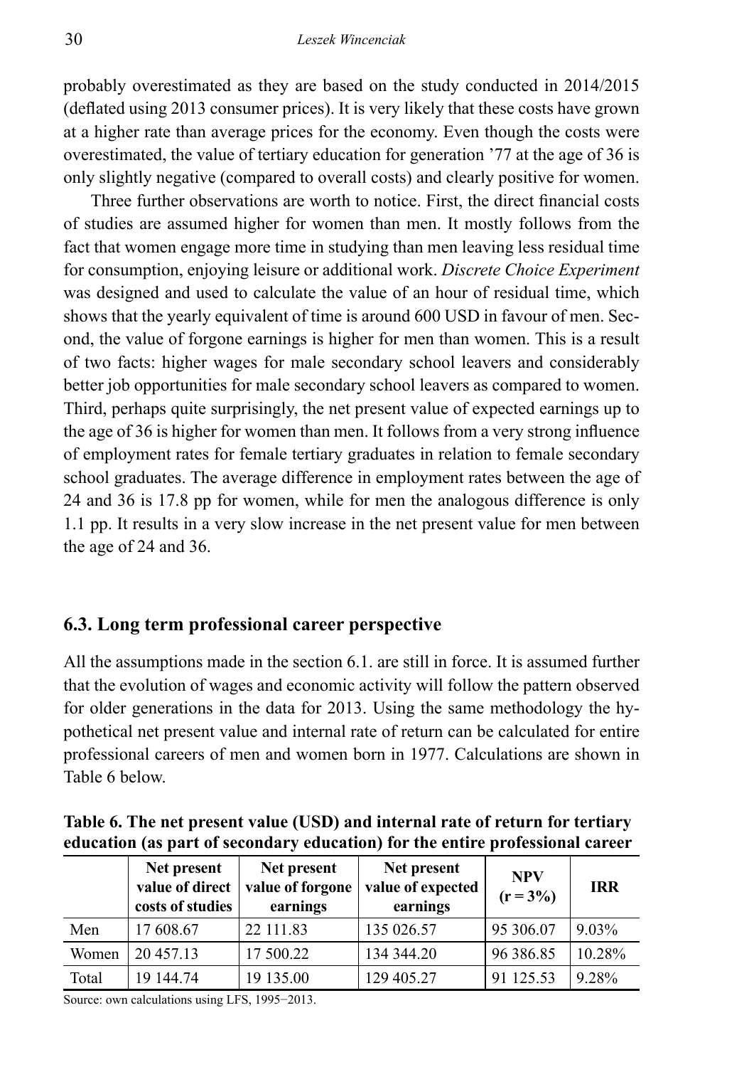probably overestimated as they are based on the study conducted in 2014/2015 (deflated using 2013 consumer prices). It is very likely that these costs have grown at a higher rate than average prices for the economy. Even though the costs were overestimated, the value of tertiary education for generation '77 at the age of 36 is only slightly negative (compared to overall costs) and clearly positive for women.

Three further observations are worth to notice. First, the direct financial costs of studies are assumed higher for women than men. It mostly follows from the fact that women engage more time in studying than men leaving less residual time for consumption, enjoying leisure or additional work. *Discrete Choice Experiment* was designed and used to calculate the value of an hour of residual time, which shows that the yearly equivalent of time is around 600 USD in favour of men. Second, the value of forgone earnings is higher for men than women. This is a result of two facts: higher wages for male secondary school leavers and considerably better job opportunities for male secondary school leavers as compared to women. Third, perhaps quite surprisingly, the net present value of expected earnings up to the age of 36 is higher for women than men. It follows from a very strong influence of employment rates for female tertiary graduates in relation to female secondary school graduates. The average difference in employment rates between the age of 24 and 36 is 17.8 pp for women, while for men the analogous difference is only 1.1 pp. It results in a very slow increase in the net present value for men between the age of 24 and 36.

## 6.3. Long term professional career perspective

All the assumptions made in the section 6.1. are still in force. It is assumed further that the evolution of wages and economic activity will follow the pattern observed for older generations in the data for 2013. Using the same methodology the hypothetical net present value and internal rate of return can be calculated for entire professional careers of men and women born in 1977. Calculations are shown in Table 6 below.

**Table 6. The net present value (USD) and internal rate of return for tertiary education (as part of secondary education) for the entire professional career**

| | Net present value of direct costs of studies | Net present value of forgone earnings | Net present value of expected earnings | NPV (r = 3%) | IRR |
|---|---|---|---|---|---|
| Men | 17 608.67 | 22 111.83 | 135 026.57 | 95 306.07 | 9.03% |
| Women | 20 457.13 | 17 500.22 | 134 344.20 | 96 386.85 | 10.28% |
| Total | 19 144.74 | 19 135.00 | 129 405.27 | 91 125.53 | 9.28% |

Source: own calculations using LFS, 1995−2013.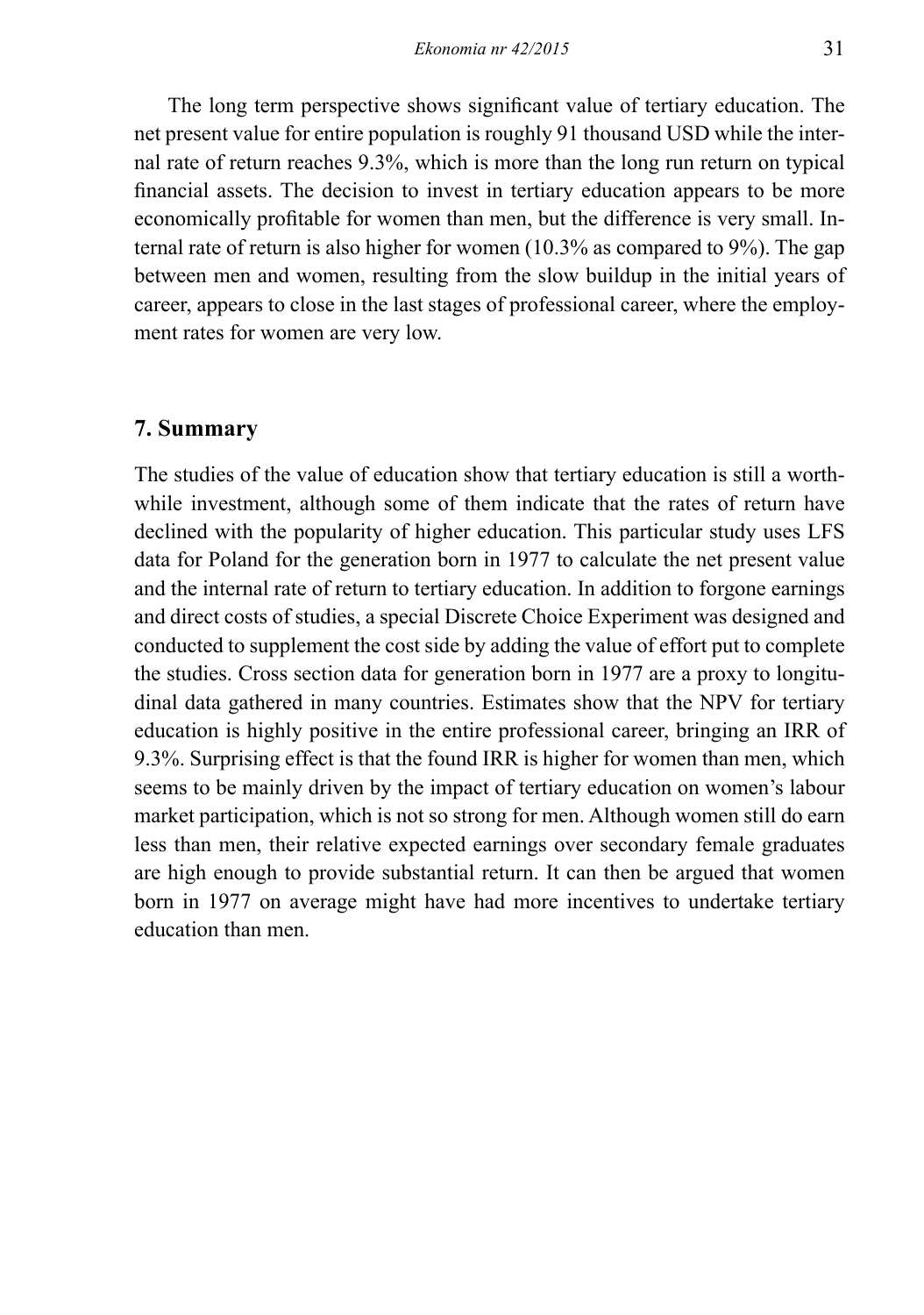The long term perspective shows significant value of tertiary education. The net present value for entire population is roughly 91 thousand USD while the internal rate of return reaches 9.3%, which is more than the long run return on typical financial assets. The decision to invest in tertiary education appears to be more economically profitable for women than men, but the difference is very small. Internal rate of return is also higher for women (10.3% as compared to 9%). The gap between men and women, resulting from the slow buildup in the initial years of career, appears to close in the last stages of professional career, where the employment rates for women are very low.

## 7. Summary

The studies of the value of education show that tertiary education is still a worthwhile investment, although some of them indicate that the rates of return have declined with the popularity of higher education. This particular study uses LFS data for Poland for the generation born in 1977 to calculate the net present value and the internal rate of return to tertiary education. In addition to forgone earnings and direct costs of studies, a special Discrete Choice Experiment was designed and conducted to supplement the cost side by adding the value of effort put to complete the studies. Cross section data for generation born in 1977 are a proxy to longitudinal data gathered in many countries. Estimates show that the NPV for tertiary education is highly positive in the entire professional career, bringing an IRR of 9.3%. Surprising effect is that the found IRR is higher for women than men, which seems to be mainly driven by the impact of tertiary education on women's labour market participation, which is not so strong for men. Although women still do earn less than men, their relative expected earnings over secondary female graduates are high enough to provide substantial return. It can then be argued that women born in 1977 on average might have had more incentives to undertake tertiary education than men.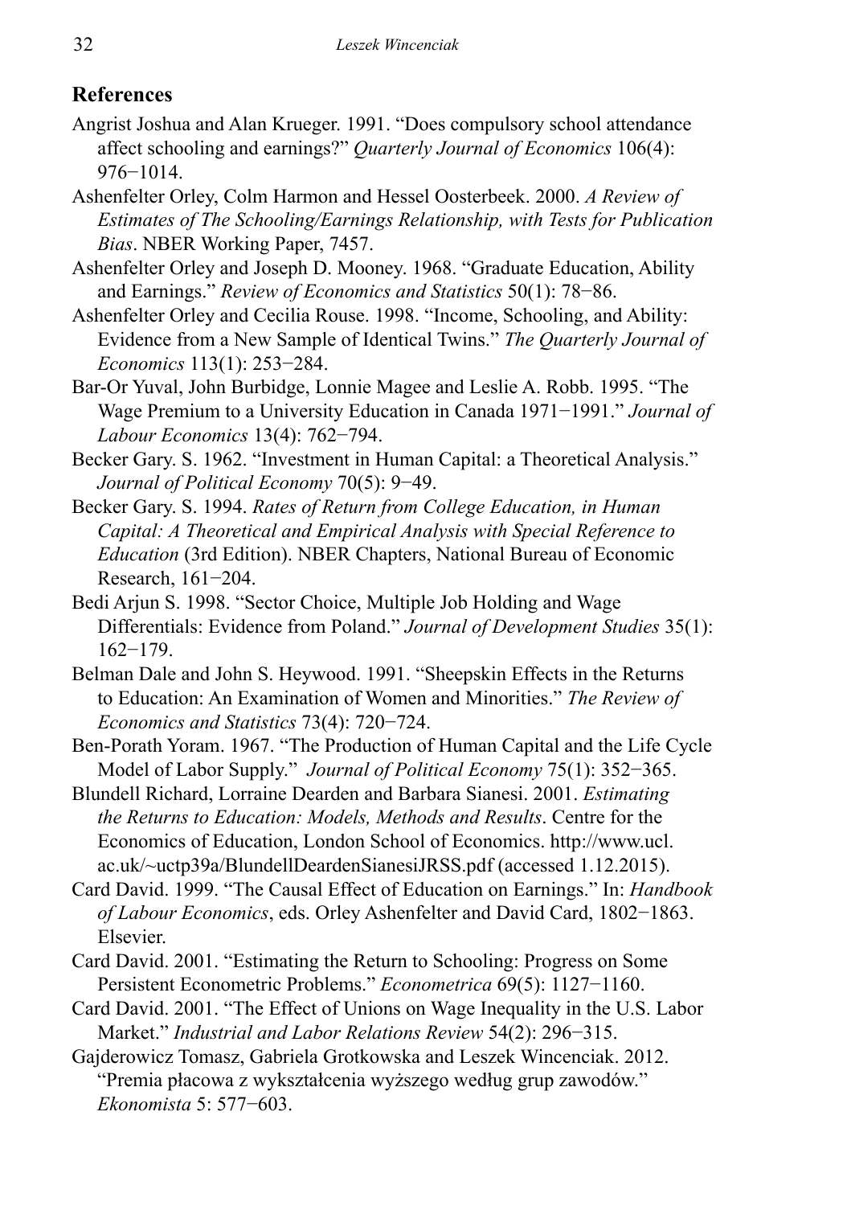## References

Angrist Joshua and Alan Krueger. 1991. "Does compulsory school attendance affect schooling and earnings?" *Quarterly Journal of Economics* 106(4): 976−1014.

Ashenfelter Orley, Colm Harmon and Hessel Oosterbeek. 2000. *A Review of Estimates of The Schooling/Earnings Relationship, with Tests for Publication Bias*. NBER Working Paper, 7457.

Ashenfelter Orley and Joseph D. Mooney. 1968. "Graduate Education, Ability and Earnings." *Review of Economics and Statistics* 50(1): 78−86.

Ashenfelter Orley and Cecilia Rouse. 1998. "Income, Schooling, and Ability: Evidence from a New Sample of Identical Twins." *The Quarterly Journal of Economics* 113(1): 253−284.

Bar-Or Yuval, John Burbidge, Lonnie Magee and Leslie A. Robb. 1995. "The Wage Premium to a University Education in Canada 1971−1991." *Journal of Labour Economics* 13(4): 762−794.

Becker Gary. S. 1962. "Investment in Human Capital: a Theoretical Analysis." *Journal of Political Economy* 70(5): 9−49.

Becker Gary. S. 1994. *Rates of Return from College Education, in Human Capital: A Theoretical and Empirical Analysis with Special Reference to Education* (3rd Edition). NBER Chapters, National Bureau of Economic Research, 161−204.

Bedi Arjun S. 1998. "Sector Choice, Multiple Job Holding and Wage Differentials: Evidence from Poland." *Journal of Development Studies* 35(1): 162−179.

Belman Dale and John S. Heywood. 1991. "Sheepskin Effects in the Returns to Education: An Examination of Women and Minorities." *The Review of Economics and Statistics* 73(4): 720−724.

Ben-Porath Yoram. 1967. "The Production of Human Capital and the Life Cycle Model of Labor Supply." *Journal of Political Economy* 75(1): 352−365.

Blundell Richard, Lorraine Dearden and Barbara Sianesi. 2001. *Estimating the Returns to Education: Models, Methods and Results*. Centre for the Economics of Education, London School of Economics. http://www.ucl.ac.uk/~uctp39a/BlundellDeardenSianesiJRSS.pdf (accessed 1.12.2015).

Card David. 1999. "The Causal Effect of Education on Earnings." In: *Handbook of Labour Economics*, eds. Orley Ashenfelter and David Card, 1802−1863. Elsevier.

Card David. 2001. "Estimating the Return to Schooling: Progress on Some Persistent Econometric Problems." *Econometrica* 69(5): 1127−1160.

Card David. 2001. "The Effect of Unions on Wage Inequality in the U.S. Labor Market." *Industrial and Labor Relations Review* 54(2): 296−315.

Gajderowicz Tomasz, Gabriela Grotkowska and Leszek Wincenciak. 2012. "Premia płacowa z wykształcenia wyższego według grup zawodów." *Ekonomista* 5: 577−603.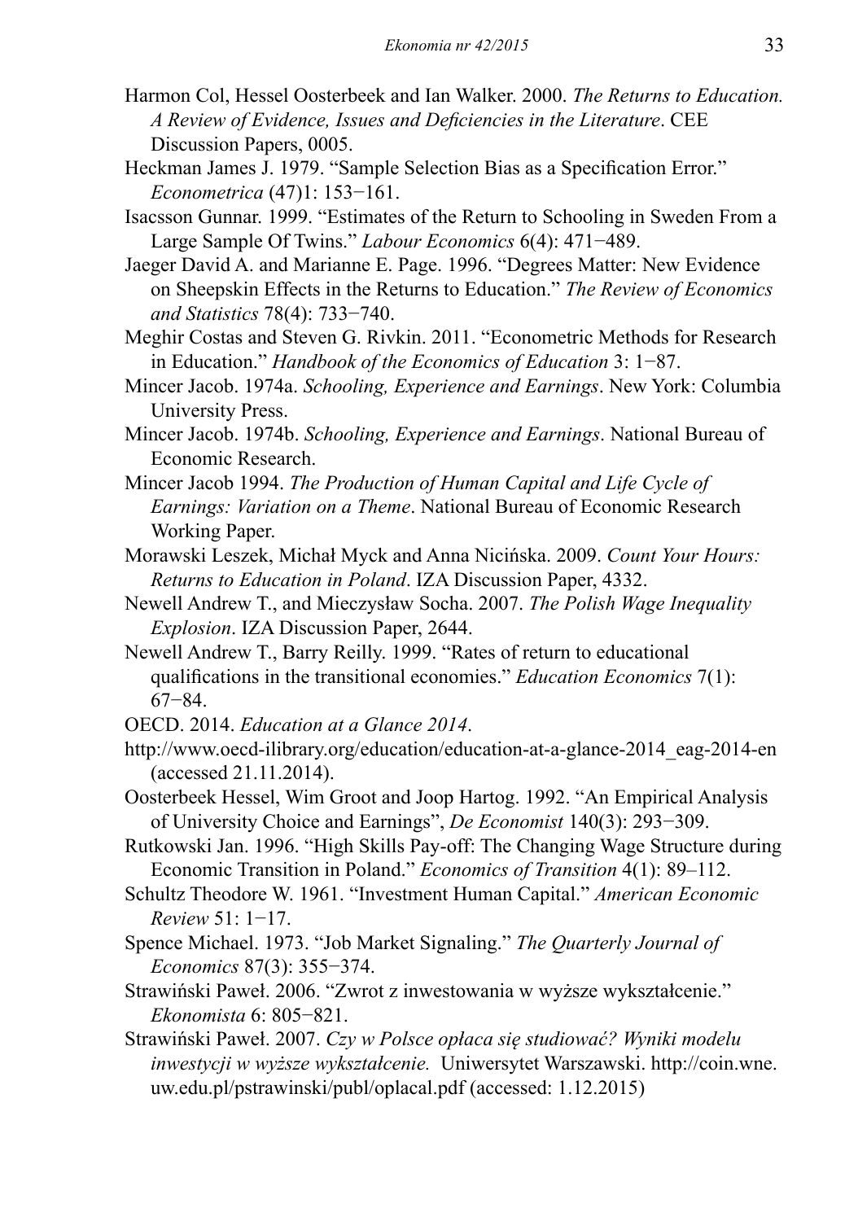Harmon Col, Hessel Oosterbeek and Ian Walker. 2000. *The Returns to Education. A Review of Evidence, Issues and Deficiencies in the Literature*. CEE Discussion Papers, 0005.

Heckman James J. 1979. "Sample Selection Bias as a Specification Error." *Econometrica* (47)1: 153−161.

Isacsson Gunnar. 1999. "Estimates of the Return to Schooling in Sweden From a Large Sample Of Twins." *Labour Economics* 6(4): 471−489.

Jaeger David A. and Marianne E. Page. 1996. "Degrees Matter: New Evidence on Sheepskin Effects in the Returns to Education." *The Review of Economics and Statistics* 78(4): 733−740.

Meghir Costas and Steven G. Rivkin. 2011. "Econometric Methods for Research in Education." *Handbook of the Economics of Education* 3: 1−87.

Mincer Jacob. 1974a. *Schooling, Experience and Earnings*. New York: Columbia University Press.

Mincer Jacob. 1974b. *Schooling, Experience and Earnings*. National Bureau of Economic Research.

Mincer Jacob 1994. *The Production of Human Capital and Life Cycle of Earnings: Variation on a Theme*. National Bureau of Economic Research Working Paper.

Morawski Leszek, Michał Myck and Anna Nicińska. 2009. *Count Your Hours: Returns to Education in Poland*. IZA Discussion Paper, 4332.

Newell Andrew T., and Mieczysław Socha. 2007. *The Polish Wage Inequality Explosion*. IZA Discussion Paper, 2644.

Newell Andrew T., Barry Reilly. 1999. "Rates of return to educational qualifications in the transitional economies." *Education Economics* 7(1): 67−84.

OECD. 2014. *Education at a Glance 2014*.

http://www.oecd-ilibrary.org/education/education-at-a-glance-2014_eag-2014-en (accessed 21.11.2014).

Oosterbeek Hessel, Wim Groot and Joop Hartog. 1992. "An Empirical Analysis of University Choice and Earnings", *De Economist* 140(3): 293−309.

Rutkowski Jan. 1996. "High Skills Pay-off: The Changing Wage Structure during Economic Transition in Poland." *Economics of Transition* 4(1): 89–112.

Schultz Theodore W. 1961. "Investment Human Capital." *American Economic Review* 51: 1−17.

Spence Michael. 1973. "Job Market Signaling." *The Quarterly Journal of Economics* 87(3): 355−374.

Strawiński Paweł. 2006. "Zwrot z inwestowania w wyższe wykształcenie." *Ekonomista* 6: 805−821.

Strawiński Paweł. 2007. *Czy w Polsce opłaca się studiować? Wyniki modelu inwestycji w wyższe wykształcenie.* Uniwersytet Warszawski. http://coin.wne.uw.edu.pl/pstrawinski/publ/oplacal.pdf (accessed: 1.12.2015)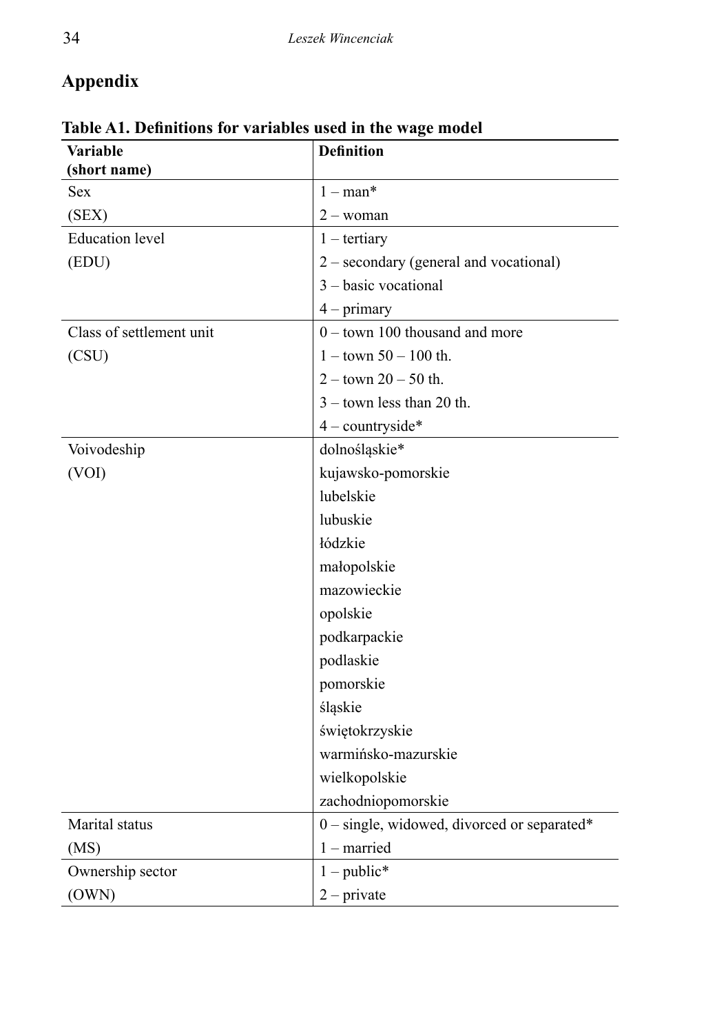## Appendix

**Table A1. Definitions for variables used in the wage model**

| Variable (short name) | Definition |
|---|---|
| Sex (SEX) | 1 – man* |
| | 2 – woman |
| Education level (EDU) | 1 – tertiary |
| | 2 – secondary (general and vocational) |
| | 3 – basic vocational |
| | 4 – primary |
| Class of settlement unit (CSU) | 0 – town 100 thousand and more |
| | 1 – town 50 – 100 th. |
| | 2 – town 20 – 50 th. |
| | 3 – town less than 20 th. |
| | 4 – countryside* |
| Voivodeship (VOI) | dolnośląskie* |
| | kujawsko-pomorskie |
| | lubelskie |
| | lubuskie |
| | łódzkie |
| | małopolskie |
| | mazowieckie |
| | opolskie |
| | podkarpackie |
| | podlaskie |
| | pomorskie |
| | śląskie |
| | świętokrzyskie |
| | warmińsko-mazurskie |
| | wielkopolskie |
| | zachodniopomorskie |
| Marital status (MS) | 0 – single, widowed, divorced or separated* |
| | 1 – married |
| Ownership sector (OWN) | 1 – public* |
| | 2 – private |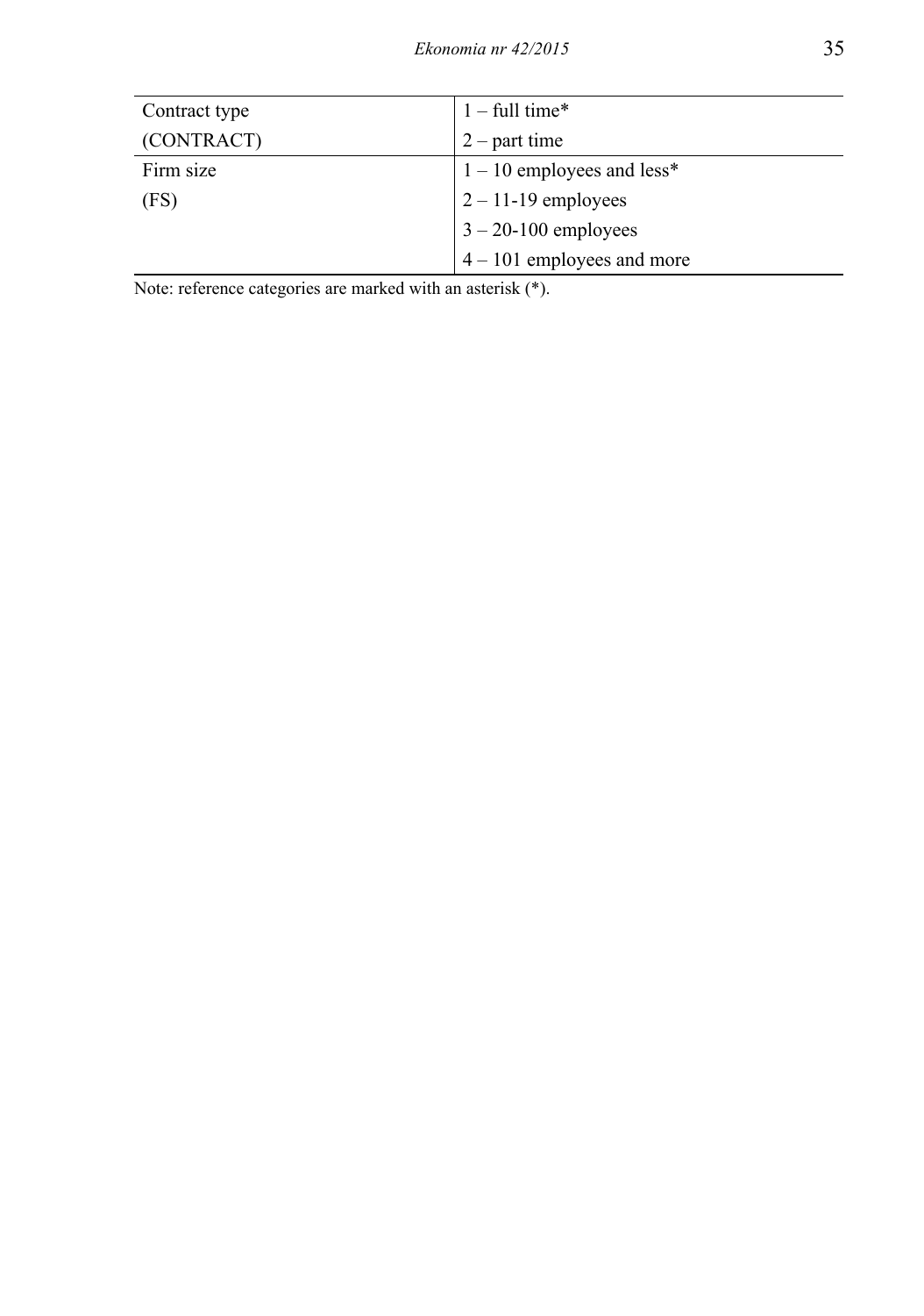| | |
|---|---|
| Contract type (CONTRACT) | 1 – full time* |
| | 2 – part time |
| Firm size (FS) | 1 – 10 employees and less* |
| | 2 – 11-19 employees |
| | 3 – 20-100 employees |
| | 4 – 101 employees and more |

Note: reference categories are marked with an asterisk (*).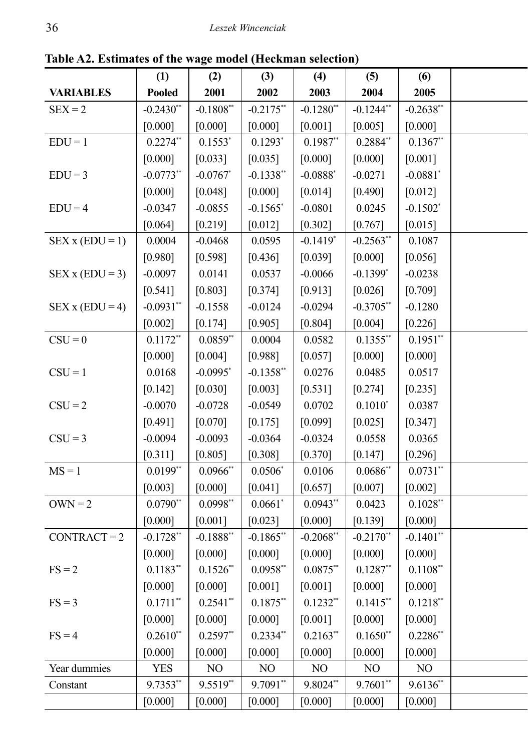**Table A2. Estimates of the wage model (Heckman selection)**

| VARIABLES | (1) Pooled | (2) 2001 | (3) 2002 | (4) 2003 | (5) 2004 | (6) 2005 |
|---|---|---|---|---|---|---|
| SEX = 2 | -0.2430** | -0.1808** | -0.2175** | -0.1280** | -0.1244** | -0.2638** |
| | [0.000] | [0.000] | [0.000] | [0.001] | [0.005] | [0.000] |
| EDU = 1 | 0.2274** | 0.1553* | 0.1293* | 0.1987** | 0.2884** | 0.1367** |
| | [0.000] | [0.033] | [0.035] | [0.000] | [0.000] | [0.001] |
| EDU = 3 | -0.0773** | -0.0767* | -0.1338** | -0.0888* | -0.0271 | -0.0881* |
| | [0.000] | [0.048] | [0.000] | [0.014] | [0.490] | [0.012] |
| EDU = 4 | -0.0347 | -0.0855 | -0.1565* | -0.0801 | 0.0245 | -0.1502* |
| | [0.064] | [0.219] | [0.012] | [0.302] | [0.767] | [0.015] |
| SEX x (EDU = 1) | 0.0004 | -0.0468 | 0.0595 | -0.1419* | -0.2563** | 0.1087 |
| | [0.980] | [0.598] | [0.436] | [0.039] | [0.000] | [0.056] |
| SEX x (EDU = 3) | -0.0097 | 0.0141 | 0.0537 | -0.0066 | -0.1399* | -0.0238 |
| | [0.541] | [0.803] | [0.374] | [0.913] | [0.026] | [0.709] |
| SEX x (EDU = 4) | -0.0931** | -0.1558 | -0.0124 | -0.0294 | -0.3705** | -0.1280 |
| | [0.002] | [0.174] | [0.905] | [0.804] | [0.004] | [0.226] |
| CSU = 0 | 0.1172** | 0.0859** | 0.0004 | 0.0582 | 0.1355** | 0.1951** |
| | [0.000] | [0.004] | [0.988] | [0.057] | [0.000] | [0.000] |
| CSU = 1 | 0.0168 | -0.0995* | -0.1358** | 0.0276 | 0.0485 | 0.0517 |
| | [0.142] | [0.030] | [0.003] | [0.531] | [0.274] | [0.235] |
| CSU = 2 | -0.0070 | -0.0728 | -0.0549 | 0.0702 | 0.1010* | 0.0387 |
| | [0.491] | [0.070] | [0.175] | [0.099] | [0.025] | [0.347] |
| CSU = 3 | -0.0094 | -0.0093 | -0.0364 | -0.0324 | 0.0558 | 0.0365 |
| | [0.311] | [0.805] | [0.308] | [0.370] | [0.147] | [0.296] |
| MS = 1 | 0.0199** | 0.0966** | 0.0506* | 0.0106 | 0.0686** | 0.0731** |
| | [0.003] | [0.000] | [0.041] | [0.657] | [0.007] | [0.002] |
| OWN = 2 | 0.0790** | 0.0998** | 0.0661* | 0.0943** | 0.0423 | 0.1028** |
| | [0.000] | [0.001] | [0.023] | [0.000] | [0.139] | [0.000] |
| CONTRACT = 2 | -0.1728** | -0.1888** | -0.1865** | -0.2068** | -0.2170** | -0.1401** |
| | [0.000] | [0.000] | [0.000] | [0.000] | [0.000] | [0.000] |
| FS = 2 | 0.1183** | 0.1526** | 0.0958** | 0.0875** | 0.1287** | 0.1108** |
| | [0.000] | [0.000] | [0.001] | [0.001] | [0.000] | [0.000] |
| FS = 3 | 0.1711** | 0.2541** | 0.1875** | 0.1232** | 0.1415** | 0.1218** |
| | [0.000] | [0.000] | [0.000] | [0.001] | [0.000] | [0.000] |
| FS = 4 | 0.2610** | 0.2597** | 0.2334** | 0.2163** | 0.1650** | 0.2286** |
| | [0.000] | [0.000] | [0.000] | [0.000] | [0.000] | [0.000] |
| Year dummies | YES | NO | NO | NO | NO | NO |
| Constant | 9.7353** | 9.5519** | 9.7091** | 9.8024** | 9.7601** | 9.6136** |
| | [0.000] | [0.000] | [0.000] | [0.000] | [0.000] | [0.000] |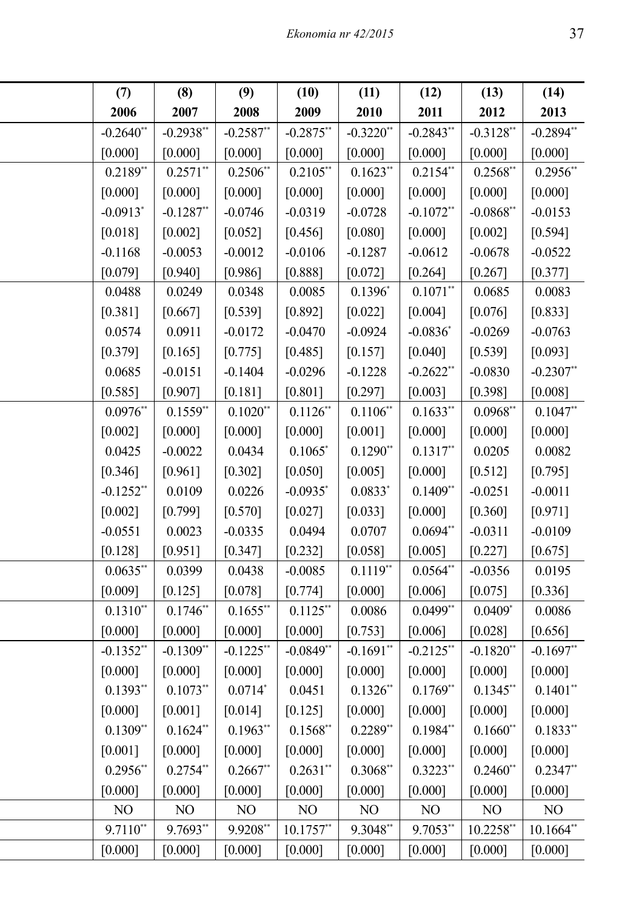| | (7) 2006 | (8) 2007 | (9) 2008 | (10) 2009 | (11) 2010 | (12) 2011 | (13) 2012 | (14) 2013 |
|---|---|---|---|---|---|---|---|---|
| | -0.2640** | -0.2938** | -0.2587** | -0.2875** | -0.3220** | -0.2843** | -0.3128** | -0.2894** |
| | [0.000] | [0.000] | [0.000] | [0.000] | [0.000] | [0.000] | [0.000] | [0.000] |
| | 0.2189** | 0.2571** | 0.2506** | 0.2105** | 0.1623** | 0.2154** | 0.2568** | 0.2956** |
| | [0.000] | [0.000] | [0.000] | [0.000] | [0.000] | [0.000] | [0.000] | [0.000] |
| | -0.0913* | -0.1287** | -0.0746 | -0.0319 | -0.0728 | -0.1072** | -0.0868** | -0.0153 |
| | [0.018] | [0.002] | [0.052] | [0.456] | [0.080] | [0.000] | [0.002] | [0.594] |
| | -0.1168 | -0.0053 | -0.0012 | -0.0106 | -0.1287 | -0.0612 | -0.0678 | -0.0522 |
| | [0.079] | [0.940] | [0.986] | [0.888] | [0.072] | [0.264] | [0.267] | [0.377] |
| | 0.0488 | 0.0249 | 0.0348 | 0.0085 | 0.1396* | 0.1071** | 0.0685 | 0.0083 |
| | [0.381] | [0.667] | [0.539] | [0.892] | [0.022] | [0.004] | [0.076] | [0.833] |
| | 0.0574 | 0.0911 | -0.0172 | -0.0470 | -0.0924 | -0.0836* | -0.0269 | -0.0763 |
| | [0.379] | [0.165] | [0.775] | [0.485] | [0.157] | [0.040] | [0.539] | [0.093] |
| | 0.0685 | -0.0151 | -0.1404 | -0.0296 | -0.1228 | -0.2622** | -0.0830 | -0.2307** |
| | [0.585] | [0.907] | [0.181] | [0.801] | [0.297] | [0.003] | [0.398] | [0.008] |
| | 0.0976** | 0.1559** | 0.1020** | 0.1126** | 0.1106** | 0.1633** | 0.0968** | 0.1047** |
| | [0.002] | [0.000] | [0.000] | [0.000] | [0.001] | [0.000] | [0.000] | [0.000] |
| | 0.0425 | -0.0022 | 0.0434 | 0.1065* | 0.1290** | 0.1317** | 0.0205 | 0.0082 |
| | [0.346] | [0.961] | [0.302] | [0.050] | [0.005] | [0.000] | [0.512] | [0.795] |
| | -0.1252** | 0.0109 | 0.0226 | -0.0935* | 0.0833* | 0.1409** | -0.0251 | -0.0011 |
| | [0.002] | [0.799] | [0.570] | [0.027] | [0.033] | [0.000] | [0.360] | [0.971] |
| | -0.0551 | 0.0023 | -0.0335 | 0.0494 | 0.0707 | 0.0694** | -0.0311 | -0.0109 |
| | [0.128] | [0.951] | [0.347] | [0.232] | [0.058] | [0.005] | [0.227] | [0.675] |
| | 0.0635** | 0.0399 | 0.0438 | -0.0085 | 0.1119** | 0.0564** | -0.0356 | 0.0195 |
| | [0.009] | [0.125] | [0.078] | [0.774] | [0.000] | [0.006] | [0.075] | [0.336] |
| | 0.1310** | 0.1746** | 0.1655** | 0.1125** | 0.0086 | 0.0499** | 0.0409* | 0.0086 |
| | [0.000] | [0.000] | [0.000] | [0.000] | [0.753] | [0.006] | [0.028] | [0.656] |
| | -0.1352** | -0.1309** | -0.1225** | -0.0849** | -0.1691** | -0.2125** | -0.1820** | -0.1697** |
| | [0.000] | [0.000] | [0.000] | [0.000] | [0.000] | [0.000] | [0.000] | [0.000] |
| | 0.1393** | 0.1073** | 0.0714* | 0.0451 | 0.1326** | 0.1769** | 0.1345** | 0.1401** |
| | [0.000] | [0.001] | [0.014] | [0.125] | [0.000] | [0.000] | [0.000] | [0.000] |
| | 0.1309** | 0.1624** | 0.1963** | 0.1568** | 0.2289** | 0.1984** | 0.1660** | 0.1833** |
| | [0.001] | [0.000] | [0.000] | [0.000] | [0.000] | [0.000] | [0.000] | [0.000] |
| | 0.2956** | 0.2754** | 0.2667** | 0.2631** | 0.3068** | 0.3223** | 0.2460** | 0.2347** |
| | [0.000] | [0.000] | [0.000] | [0.000] | [0.000] | [0.000] | [0.000] | [0.000] |
| | NO | NO | NO | NO | NO | NO | NO | NO |
| | 9.7110** | 9.7693** | 9.9208** | 10.1757** | 9.3048** | 9.7053** | 10.2258** | 10.1664** |
| | [0.000] | [0.000] | [0.000] | [0.000] | [0.000] | [0.000] | [0.000] | [0.000] |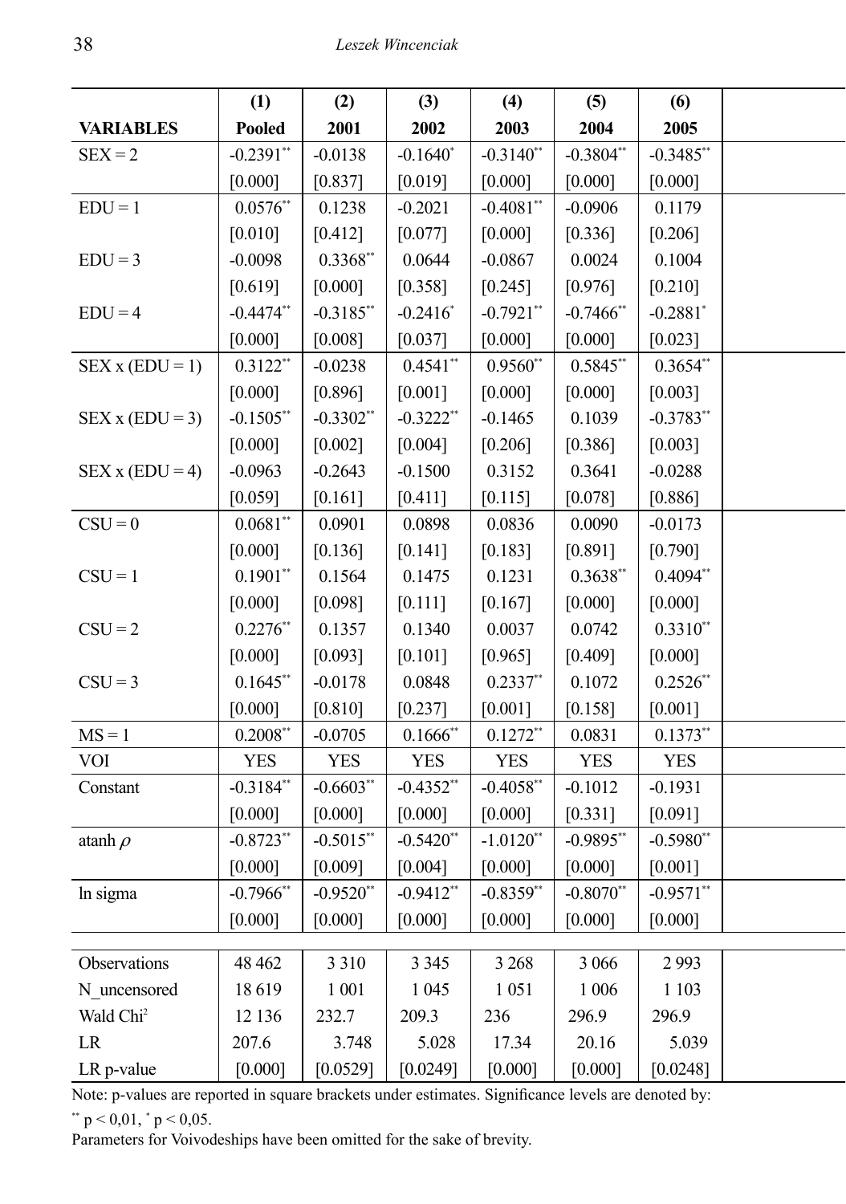| VARIABLES | (1) Pooled | (2) 2001 | (3) 2002 | (4) 2003 | (5) 2004 | (6) 2005 |
|---|---|---|---|---|---|---|
| SEX = 2 | -0.2391** | -0.0138 | -0.1640* | -0.3140** | -0.3804** | -0.3485** |
| | [0.000] | [0.837] | [0.019] | [0.000] | [0.000] | [0.000] |
| EDU = 1 | 0.0576** | 0.1238 | -0.2021 | -0.4081** | -0.0906 | 0.1179 |
| | [0.010] | [0.412] | [0.077] | [0.000] | [0.336] | [0.206] |
| EDU = 3 | -0.0098 | 0.3368** | 0.0644 | -0.0867 | 0.0024 | 0.1004 |
| | [0.619] | [0.000] | [0.358] | [0.245] | [0.976] | [0.210] |
| EDU = 4 | -0.4474** | -0.3185** | -0.2416* | -0.7921** | -0.7466** | -0.2881* |
| | [0.000] | [0.008] | [0.037] | [0.000] | [0.000] | [0.023] |
| SEX x (EDU = 1) | 0.3122** | -0.0238 | 0.4541** | 0.9560** | 0.5845** | 0.3654** |
| | [0.000] | [0.896] | [0.001] | [0.000] | [0.000] | [0.003] |
| SEX x (EDU = 3) | -0.1505** | -0.3302** | -0.3222** | -0.1465 | 0.1039 | -0.3783** |
| | [0.000] | [0.002] | [0.004] | [0.206] | [0.386] | [0.003] |
| SEX x (EDU = 4) | -0.0963 | -0.2643 | -0.1500 | 0.3152 | 0.3641 | -0.0288 |
| | [0.059] | [0.161] | [0.411] | [0.115] | [0.078] | [0.886] |
| CSU = 0 | 0.0681** | 0.0901 | 0.0898 | 0.0836 | 0.0090 | -0.0173 |
| | [0.000] | [0.136] | [0.141] | [0.183] | [0.891] | [0.790] |
| CSU = 1 | 0.1901** | 0.1564 | 0.1475 | 0.1231 | 0.3638** | 0.4094** |
| | [0.000] | [0.098] | [0.111] | [0.167] | [0.000] | [0.000] |
| CSU = 2 | 0.2276** | 0.1357 | 0.1340 | 0.0037 | 0.0742 | 0.3310** |
| | [0.000] | [0.093] | [0.101] | [0.965] | [0.409] | [0.000] |
| CSU = 3 | 0.1645** | -0.0178 | 0.0848 | 0.2337** | 0.1072 | 0.2526** |
| | [0.000] | [0.810] | [0.237] | [0.001] | [0.158] | [0.001] |
| MS = 1 | 0.2008** | -0.0705 | 0.1666** | 0.1272** | 0.0831 | 0.1373** |
| VOI | YES | YES | YES | YES | YES | YES |
| Constant | -0.3184** | -0.6603** | -0.4352** | -0.4058** | -0.1012 | -0.1931 |
| | [0.000] | [0.000] | [0.000] | [0.000] | [0.331] | [0.091] |
| atanh $\rho$ | -0.8723** | -0.5015** | -0.5420** | -1.0120** | -0.9895** | -0.5980** |
| | [0.000] | [0.009] | [0.004] | [0.000] | [0.000] | [0.001] |
| ln sigma | -0.7966** | -0.9520** | -0.9412** | -0.8359** | -0.8070** | -0.9571** |
| | [0.000] | [0.000] | [0.000] | [0.000] | [0.000] | [0.000] |
| Observations | 48 462 | 3 310 | 3 345 | 3 268 | 3 066 | 2 993 |
| N_uncensored | 18 619 | 1 001 | 1 045 | 1 051 | 1 006 | 1 103 |
| Wald $Chi^2$ | 12 136 | 232.7 | 209.3 | 236 | 296.9 | 296.9 |
| LR | 207.6 | 3.748 | 5.028 | 17.34 | 20.16 | 5.039 |
| LR p-value | [0.000] | [0.0529] | [0.0249] | [0.000] | [0.000] | [0.0248] |

Note: p-values are reported in square brackets under estimates. Significance levels are denoted by: ** p < 0,01, * p < 0,05.

Parameters for Voivodeships have been omitted for the sake of brevity.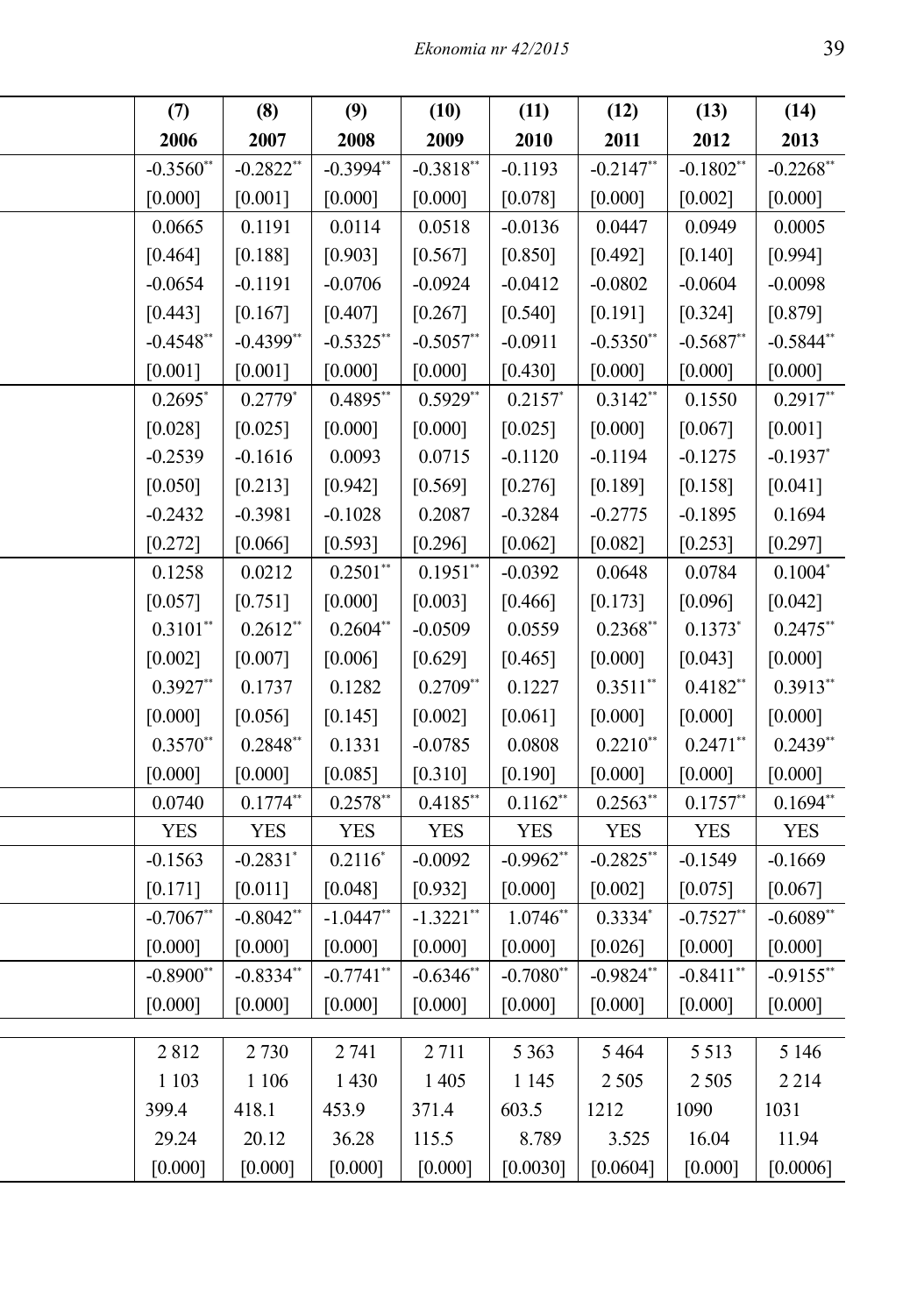| | (7) | (8) | (9) | (10) | (11) | (12) | (13) | (14) |
|---|---|---|---|---|---|---|---|---|
| | 2006 | 2007 | 2008 | 2009 | 2010 | 2011 | 2012 | 2013 |
| | -0.3560** | -0.2822** | -0.3994** | -0.3818** | -0.1193 | -0.2147** | -0.1802** | -0.2268** |
| | [0.000] | [0.001] | [0.000] | [0.000] | [0.078] | [0.000] | [0.002] | [0.000] |
| | 0.0665 | 0.1191 | 0.0114 | 0.0518 | -0.0136 | 0.0447 | 0.0949 | 0.0005 |
| | [0.464] | [0.188] | [0.903] | [0.567] | [0.850] | [0.492] | [0.140] | [0.994] |
| | -0.0654 | -0.1191 | -0.0706 | -0.0924 | -0.0412 | -0.0802 | -0.0604 | -0.0098 |
| | [0.443] | [0.167] | [0.407] | [0.267] | [0.540] | [0.191] | [0.324] | [0.879] |
| | -0.4548** | -0.4399** | -0.5325** | -0.5057** | -0.0911 | -0.5350** | -0.5687** | -0.5844** |
| | [0.001] | [0.001] | [0.000] | [0.000] | [0.430] | [0.000] | [0.000] | [0.000] |
| | 0.2695* | 0.2779* | 0.4895** | 0.5929** | 0.2157* | 0.3142** | 0.1550 | 0.2917** |
| | [0.028] | [0.025] | [0.000] | [0.000] | [0.025] | [0.000] | [0.067] | [0.001] |
| | -0.2539 | -0.1616 | 0.0093 | 0.0715 | -0.1120 | -0.1194 | -0.1275 | -0.1937* |
| | [0.050] | [0.213] | [0.942] | [0.569] | [0.276] | [0.189] | [0.158] | [0.041] |
| | -0.2432 | -0.3981 | -0.1028 | 0.2087 | -0.3284 | -0.2775 | -0.1895 | 0.1694 |
| | [0.272] | [0.066] | [0.593] | [0.296] | [0.062] | [0.082] | [0.253] | [0.297] |
| | 0.1258 | 0.0212 | 0.2501** | 0.1951** | -0.0392 | 0.0648 | 0.0784 | 0.1004* |
| | [0.057] | [0.751] | [0.000] | [0.003] | [0.466] | [0.173] | [0.096] | [0.042] |
| | 0.3101** | 0.2612** | 0.2604** | -0.0509 | 0.0559 | 0.2368** | 0.1373* | 0.2475** |
| | [0.002] | [0.007] | [0.006] | [0.629] | [0.465] | [0.000] | [0.043] | [0.000] |
| | 0.3927** | 0.1737 | 0.1282 | 0.2709** | 0.1227 | 0.3511** | 0.4182** | 0.3913** |
| | [0.000] | [0.056] | [0.145] | [0.002] | [0.061] | [0.000] | [0.000] | [0.000] |
| | 0.3570** | 0.2848** | 0.1331 | -0.0785 | 0.0808 | 0.2210** | 0.2471** | 0.2439** |
| | [0.000] | [0.000] | [0.085] | [0.310] | [0.190] | [0.000] | [0.000] | [0.000] |
| | 0.0740 | 0.1774** | 0.2578** | 0.4185** | 0.1162** | 0.2563** | 0.1757** | 0.1694** |
| | YES | YES | YES | YES | YES | YES | YES | YES |
| | -0.1563 | -0.2831* | 0.2116* | -0.0092 | -0.9962** | -0.2825** | -0.1549 | -0.1669 |
| | [0.171] | [0.011] | [0.048] | [0.932] | [0.000] | [0.002] | [0.075] | [0.067] |
| | -0.7067** | -0.8042** | -1.0447** | -1.3221** | 1.0746** | 0.3334* | -0.7527** | -0.6089** |
| | [0.000] | [0.000] | [0.000] | [0.000] | [0.000] | [0.026] | [0.000] | [0.000] |
| | -0.8900** | -0.8334** | -0.7741** | -0.6346** | -0.7080** | -0.9824** | -0.8411** | -0.9155** |
| | [0.000] | [0.000] | [0.000] | [0.000] | [0.000] | [0.000] | [0.000] | [0.000] |
| | 2 812 | 2 730 | 2 741 | 2 711 | 5 363 | 5 464 | 5 513 | 5 146 |
| | 1 103 | 1 106 | 1 430 | 1 405 | 1 145 | 2 505 | 2 505 | 2 214 |
| | 399.4 | 418.1 | 453.9 | 371.4 | 603.5 | 1212 | 1090 | 1031 |
| | 29.24 | 20.12 | 36.28 | 115.5 | 8.789 | 3.525 | 16.04 | 11.94 |
| | [0.000] | [0.000] | [0.000] | [0.000] | [0.0030] | [0.0604] | [0.000] | [0.0006] |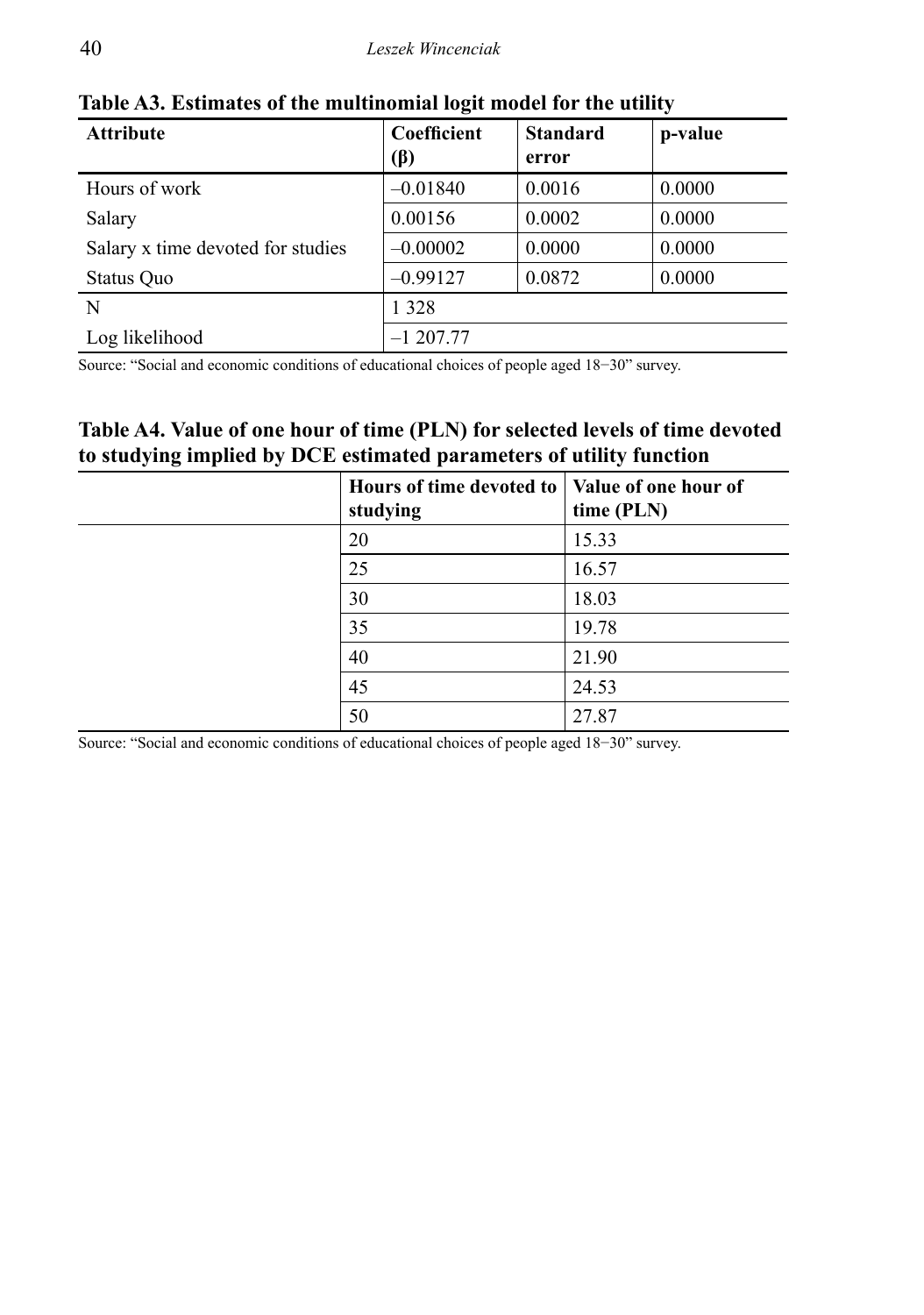**Table A3. Estimates of the multinomial logit model for the utility**

| Attribute | Coefficient (β) | Standard error | p-value |
|---|---|---|---|
| Hours of work | –0.01840 | 0.0016 | 0.0000 |
| Salary | 0.00156 | 0.0002 | 0.0000 |
| Salary x time devoted for studies | –0.00002 | 0.0000 | 0.0000 |
| Status Quo | –0.99127 | 0.0872 | 0.0000 |
| N | 1 328 | | |
| Log likelihood | –1 207.77 | | |

Source: "Social and economic conditions of educational choices of people aged 18−30" survey.

**Table A4. Value of one hour of time (PLN) for selected levels of time devoted to studying implied by DCE estimated parameters of utility function**

| | Hours of time devoted to studying | Value of one hour of time (PLN) |
|---|---|---|
| | 20 | 15.33 |
| | 25 | 16.57 |
| | 30 | 18.03 |
| | 35 | 19.78 |
| | 40 | 21.90 |
| | 45 | 24.53 |
| | 50 | 27.87 |

Source: "Social and economic conditions of educational choices of people aged 18−30" survey.